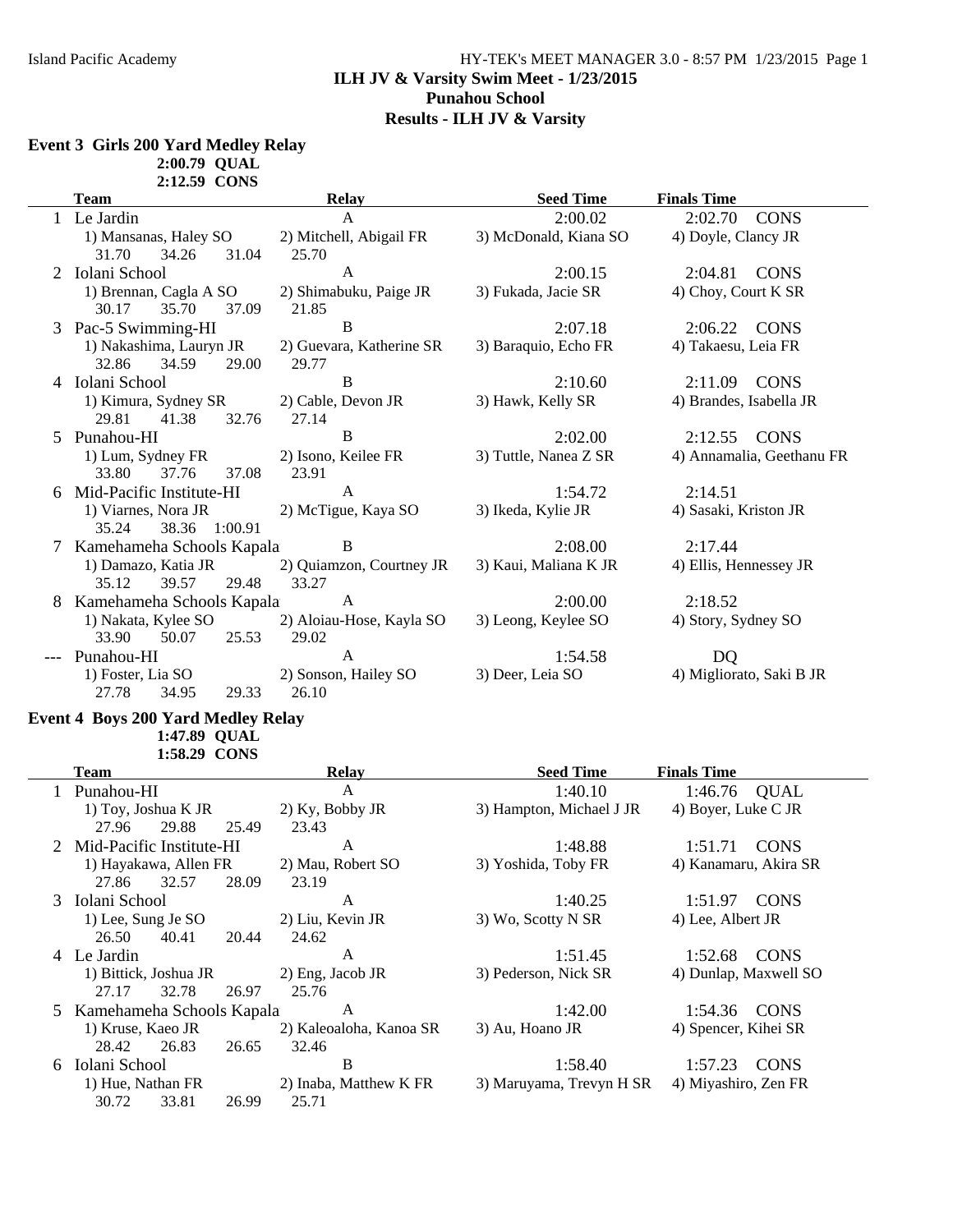Island Pacific Academy

HY-TEK's MEET MANAGER 3.0 - 8:57 PM 1/23/2015

# ILH JV & Varsity Swim Meet - 1/23/2015
## Punahou School
## Results - ILH JV & Varsity

### Event 3 Girls 200 Yard Medley Relay

2:00.79 QUAL
2:12.59 CONS

| | Team | Relay | Seed Time | Finals Time |
|---|---|---|---|---|
| 1 | Le Jardin | A | 2:00.02 | 2:02.70 CONS |
| | 1) Mansanas, Haley SO | 2) Mitchell, Abigail FR | 3) McDonald, Kiana SO | 4) Doyle, Clancy JR |
| | 31.70 34.26 31.04 25.70 | | | |
| 2 | Iolani School | A | 2:00.15 | 2:04.81 CONS |
| | 1) Brennan, Cagla A SO | 2) Shimabuku, Paige JR | 3) Fukada, Jacie SR | 4) Choy, Court K SR |
| | 30.17 35.70 37.09 21.85 | | | |
| 3 | Pac-5 Swimming-HI | B | 2:07.18 | 2:06.22 CONS |
| | 1) Nakashima, Lauryn JR | 2) Guevara, Katherine SR | 3) Baraquio, Echo FR | 4) Takaesu, Leia FR |
| | 32.86 34.59 29.00 29.77 | | | |
| 4 | Iolani School | B | 2:10.60 | 2:11.09 CONS |
| | 1) Kimura, Sydney SR | 2) Cable, Devon JR | 3) Hawk, Kelly SR | 4) Brandes, Isabella JR |
| | 29.81 41.38 32.76 27.14 | | | |
| 5 | Punahou-HI | B | 2:02.00 | 2:12.55 CONS |
| | 1) Lum, Sydney FR | 2) Isono, Keilee FR | 3) Tuttle, Nanea Z SR | 4) Annamalia, Geethanu FR |
| | 33.80 37.76 37.08 23.91 | | | |
| 6 | Mid-Pacific Institute-HI | A | 1:54.72 | 2:14.51 |
| | 1) Viarnes, Nora JR | 2) McTigue, Kaya SO | 3) Ikeda, Kylie JR | 4) Sasaki, Kriston JR |
| | 35.24 38.36 1:00.91 | | | |
| 7 | Kamehameha Schools Kapala | B | 2:08.00 | 2:17.44 |
| | 1) Damazo, Katia JR | 2) Quiamzon, Courtney JR | 3) Kaui, Maliana K JR | 4) Ellis, Hennessey JR |
| | 35.12 39.57 29.48 33.27 | | | |
| 8 | Kamehameha Schools Kapala | A | 2:00.00 | 2:18.52 |
| | 1) Nakata, Kylee SO | 2) Aloiau-Hose, Kayla SO | 3) Leong, Keylee SO | 4) Story, Sydney SO |
| | 33.90 50.07 25.53 29.02 | | | |
| --- | Punahou-HI | A | 1:54.58 | DQ |
| | 1) Foster, Lia SO | 2) Sonson, Hailey SO | 3) Deer, Leia SO | 4) Migliorato, Saki B JR |
| | 27.78 34.95 29.33 26.10 | | | |

### Event 4 Boys 200 Yard Medley Relay

1:47.89 QUAL
1:58.29 CONS

| | Team | Relay | Seed Time | Finals Time |
|---|---|---|---|---|
| 1 | Punahou-HI | A | 1:40.10 | 1:46.76 QUAL |
| | 1) Toy, Joshua K JR | 2) Ky, Bobby JR | 3) Hampton, Michael J JR | 4) Boyer, Luke C JR |
| | 27.96 29.88 25.49 23.43 | | | |
| 2 | Mid-Pacific Institute-HI | A | 1:48.88 | 1:51.71 CONS |
| | 1) Hayakawa, Allen FR | 2) Mau, Robert SO | 3) Yoshida, Toby FR | 4) Kanamaru, Akira SR |
| | 27.86 32.57 28.09 23.19 | | | |
| 3 | Iolani School | A | 1:40.25 | 1:51.97 CONS |
| | 1) Lee, Sung Je SO | 2) Liu, Kevin JR | 3) Wo, Scotty N SR | 4) Lee, Albert JR |
| | 26.50 40.41 20.44 24.62 | | | |
| 4 | Le Jardin | A | 1:51.45 | 1:52.68 CONS |
| | 1) Bittick, Joshua JR | 2) Eng, Jacob JR | 3) Pederson, Nick SR | 4) Dunlap, Maxwell SO |
| | 27.17 32.78 26.97 25.76 | | | |
| 5 | Kamehameha Schools Kapala | A | 1:42.00 | 1:54.36 CONS |
| | 1) Kruse, Kaeo JR | 2) Kaleoaloha, Kanoa SR | 3) Au, Hoano JR | 4) Spencer, Kihei SR |
| | 28.42 26.83 26.65 32.46 | | | |
| 6 | Iolani School | B | 1:58.40 | 1:57.23 CONS |
| | 1) Hue, Nathan FR | 2) Inaba, Matthew K FR | 3) Maruyama, Trevyn H SR | 4) Miyashiro, Zen FR |
| | 30.72 33.81 26.99 25.71 | | | |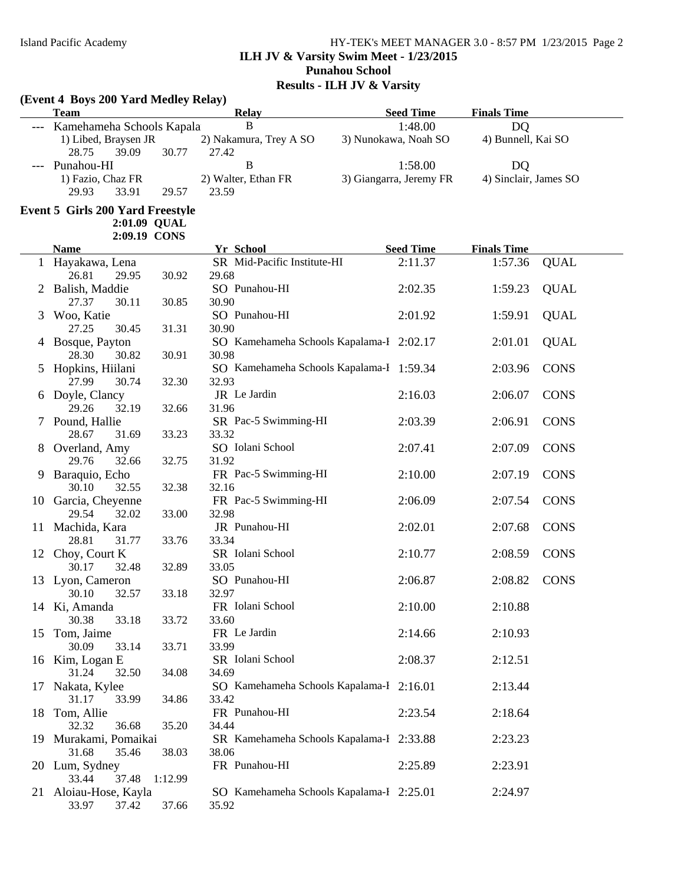ILH JV & Varsity Swim Meet - 1/23/2015

Punahou School

Results - ILH JV & Varsity

**(Event 4 Boys 200 Yard Medley Relay)**

| | Team | Relay | Seed Time | Finals Time |
|---|---|---|---|---|
| --- | Kamehameha Schools Kapala | B | 1:48.00 | DQ |
| | 1) Libed, Braysen JR | 2) Nakamura, Trey A SO | 3) Nunokawa, Noah SO | 4) Bunnell, Kai SO |
| | 28.75  39.09  30.77 | 27.42 | | |
| --- | Punahou-HI | B | 1:58.00 | DQ |
| | 1) Fazio, Chaz FR | 2) Walter, Ethan FR | 3) Giangarra, Jeremy FR | 4) Sinclair, James SO |
| | 29.93  33.91  29.57 | 23.59 | | |

**Event 5 Girls 200 Yard Freestyle**

2:01.09 QUAL

2:09.19 CONS

| | Name | Yr | School | Seed Time | Finals Time | |
|---|---|---|---|---|---|---|
| 1 | Hayakawa, Lena | SR | Mid-Pacific Institute-HI | 2:11.37 | 1:57.36 | QUAL |
| | 26.81  29.95  30.92  29.68 | | | | | |
| 2 | Balish, Maddie | SO | Punahou-HI | 2:02.35 | 1:59.23 | QUAL |
| | 27.37  30.11  30.85  30.90 | | | | | |
| 3 | Woo, Katie | SO | Punahou-HI | 2:01.92 | 1:59.91 | QUAL |
| | 27.25  30.45  31.31  30.90 | | | | | |
| 4 | Bosque, Payton | SO | Kamehameha Schools Kapalama-I | 2:02.17 | 2:01.01 | QUAL |
| | 28.30  30.82  30.91  30.98 | | | | | |
| 5 | Hopkins, Hiilani | SO | Kamehameha Schools Kapalama-I | 1:59.34 | 2:03.96 | CONS |
| | 27.99  30.74  32.30  32.93 | | | | | |
| 6 | Doyle, Clancy | JR | Le Jardin | 2:16.03 | 2:06.07 | CONS |
| | 29.26  32.19  32.66  31.96 | | | | | |
| 7 | Pound, Hallie | SR | Pac-5 Swimming-HI | 2:03.39 | 2:06.91 | CONS |
| | 28.67  31.69  33.23  33.32 | | | | | |
| 8 | Overland, Amy | SO | Iolani School | 2:07.41 | 2:07.09 | CONS |
| | 29.76  32.66  32.75  31.92 | | | | | |
| 9 | Baraquio, Echo | FR | Pac-5 Swimming-HI | 2:10.00 | 2:07.19 | CONS |
| | 30.10  32.55  32.38  32.16 | | | | | |
| 10 | Garcia, Cheyenne | FR | Pac-5 Swimming-HI | 2:06.09 | 2:07.54 | CONS |
| | 29.54  32.02  33.00  32.98 | | | | | |
| 11 | Machida, Kara | JR | Punahou-HI | 2:02.01 | 2:07.68 | CONS |
| | 28.81  31.77  33.76  33.34 | | | | | |
| 12 | Choy, Court K | SR | Iolani School | 2:10.77 | 2:08.59 | CONS |
| | 30.17  32.48  32.89  33.05 | | | | | |
| 13 | Lyon, Cameron | SO | Punahou-HI | 2:06.87 | 2:08.82 | CONS |
| | 30.10  32.57  33.18  32.97 | | | | | |
| 14 | Ki, Amanda | FR | Iolani School | 2:10.00 | 2:10.88 | |
| | 30.38  33.18  33.72  33.60 | | | | | |
| 15 | Tom, Jaime | FR | Le Jardin | 2:14.66 | 2:10.93 | |
| | 30.09  33.14  33.71  33.99 | | | | | |
| 16 | Kim, Logan E | SR | Iolani School | 2:08.37 | 2:12.51 | |
| | 31.24  32.50  34.08  34.69 | | | | | |
| 17 | Nakata, Kylee | SO | Kamehameha Schools Kapalama-I | 2:16.01 | 2:13.44 | |
| | 31.17  33.99  34.86  33.42 | | | | | |
| 18 | Tom, Allie | FR | Punahou-HI | 2:23.54 | 2:18.64 | |
| | 32.32  36.68  35.20  34.44 | | | | | |
| 19 | Murakami, Pomaikai | SR | Kamehameha Schools Kapalama-I | 2:33.88 | 2:23.23 | |
| | 31.68  35.46  38.03  38.06 | | | | | |
| 20 | Lum, Sydney | FR | Punahou-HI | 2:25.89 | 2:23.91 | |
| | 33.44  37.48  1:12.99 | | | | | |
| 21 | Aloiau-Hose, Kayla | SO | Kamehameha Schools Kapalama-I | 2:25.01 | 2:24.97 | |
| | 33.97  37.42  37.66  35.92 | | | | | |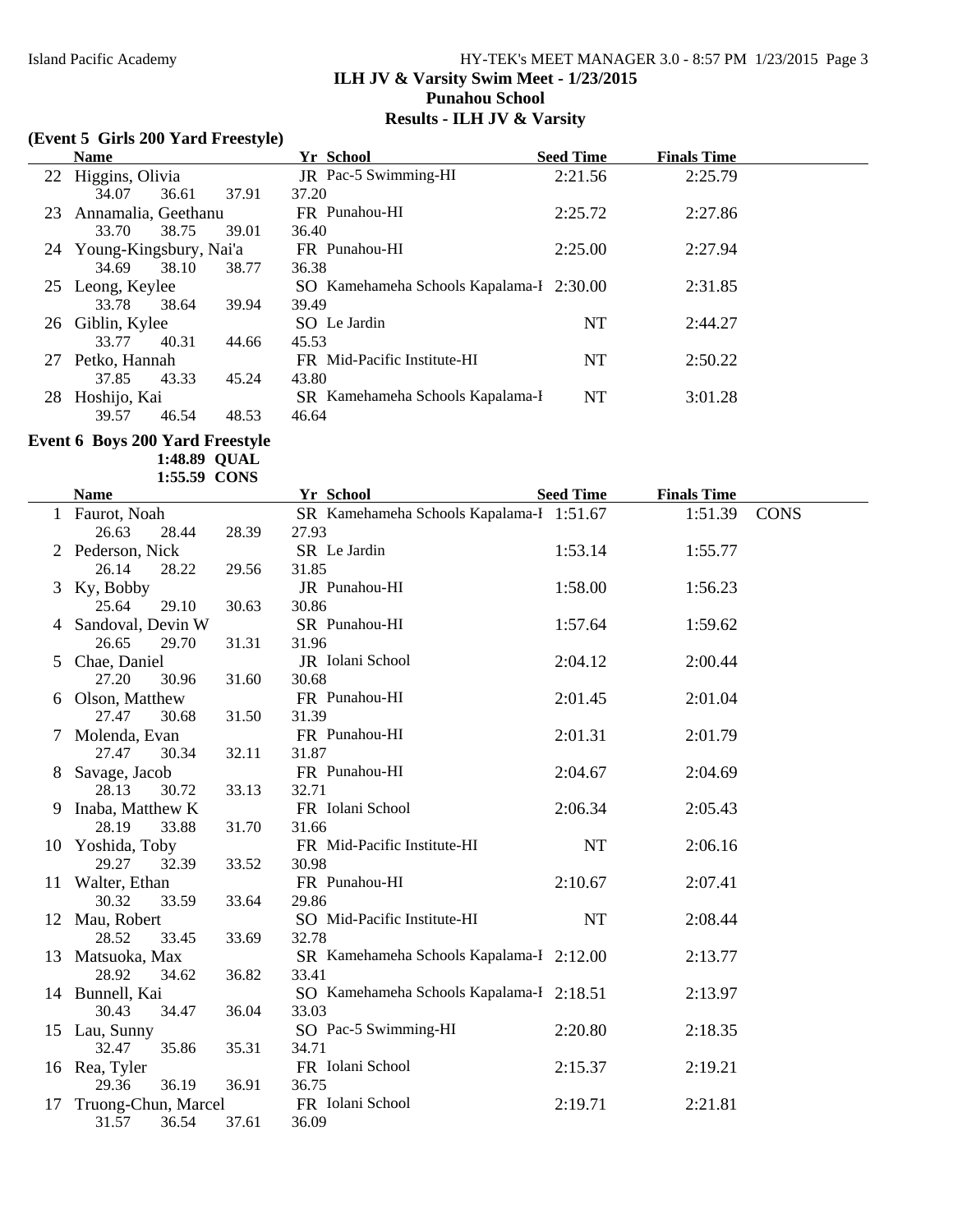**ILH JV & Varsity Swim Meet - 1/23/2015**
**Punahou School**
**Results - ILH JV & Varsity**

### (Event 5 Girls 200 Yard Freestyle)

| | Name | Yr | School | Seed Time | Finals Time | |
|---|---|---|---|---|---|---|
| 22 | Higgins, Olivia | JR | Pac-5 Swimming-HI | 2:21.56 | 2:25.79 | |
| | 34.07 36.61 37.91 37.20 | | | | | |
| 23 | Annamalia, Geethanu | FR | Punahou-HI | 2:25.72 | 2:27.86 | |
| | 33.70 38.75 39.01 36.40 | | | | | |
| 24 | Young-Kingsbury, Nai'a | FR | Punahou-HI | 2:25.00 | 2:27.94 | |
| | 34.69 38.10 38.77 36.38 | | | | | |
| 25 | Leong, Keylee | SO | Kamehameha Schools Kapalama-I | 2:30.00 | 2:31.85 | |
| | 33.78 38.64 39.94 39.49 | | | | | |
| 26 | Giblin, Kylee | SO | Le Jardin | NT | 2:44.27 | |
| | 33.77 40.31 44.66 45.53 | | | | | |
| 27 | Petko, Hannah | FR | Mid-Pacific Institute-HI | NT | 2:50.22 | |
| | 37.85 43.33 45.24 43.80 | | | | | |
| 28 | Hoshijo, Kai | SR | Kamehameha Schools Kapalama-I | NT | 3:01.28 | |
| | 39.57 46.54 48.53 46.64 | | | | | |

### Event 6 Boys 200 Yard Freestyle

1:48.89 QUAL
1:55.59 CONS

| | Name | Yr | School | Seed Time | Finals Time | |
|---|---|---|---|---|---|---|
| 1 | Faurot, Noah | SR | Kamehameha Schools Kapalama-I | 1:51.67 | 1:51.39 | CONS |
| | 26.63 28.44 28.39 27.93 | | | | | |
| 2 | Pederson, Nick | SR | Le Jardin | 1:53.14 | 1:55.77 | |
| | 26.14 28.22 29.56 31.85 | | | | | |
| 3 | Ky, Bobby | JR | Punahou-HI | 1:58.00 | 1:56.23 | |
| | 25.64 29.10 30.63 30.86 | | | | | |
| 4 | Sandoval, Devin W | SR | Punahou-HI | 1:57.64 | 1:59.62 | |
| | 26.65 29.70 31.31 31.96 | | | | | |
| 5 | Chae, Daniel | JR | Iolani School | 2:04.12 | 2:00.44 | |
| | 27.20 30.96 31.60 30.68 | | | | | |
| 6 | Olson, Matthew | FR | Punahou-HI | 2:01.45 | 2:01.04 | |
| | 27.47 30.68 31.50 31.39 | | | | | |
| 7 | Molenda, Evan | FR | Punahou-HI | 2:01.31 | 2:01.79 | |
| | 27.47 30.34 32.11 31.87 | | | | | |
| 8 | Savage, Jacob | FR | Punahou-HI | 2:04.67 | 2:04.69 | |
| | 28.13 30.72 33.13 32.71 | | | | | |
| 9 | Inaba, Matthew K | FR | Iolani School | 2:06.34 | 2:05.43 | |
| | 28.19 33.88 31.70 31.66 | | | | | |
| 10 | Yoshida, Toby | FR | Mid-Pacific Institute-HI | NT | 2:06.16 | |
| | 29.27 32.39 33.52 30.98 | | | | | |
| 11 | Walter, Ethan | FR | Punahou-HI | 2:10.67 | 2:07.41 | |
| | 30.32 33.59 33.64 29.86 | | | | | |
| 12 | Mau, Robert | SO | Mid-Pacific Institute-HI | NT | 2:08.44 | |
| | 28.52 33.45 33.69 32.78 | | | | | |
| 13 | Matsuoka, Max | SR | Kamehameha Schools Kapalama-I | 2:12.00 | 2:13.77 | |
| | 28.92 34.62 36.82 33.41 | | | | | |
| 14 | Bunnell, Kai | SO | Kamehameha Schools Kapalama-I | 2:18.51 | 2:13.97 | |
| | 30.43 34.47 36.04 33.03 | | | | | |
| 15 | Lau, Sunny | SO | Pac-5 Swimming-HI | 2:20.80 | 2:18.35 | |
| | 32.47 35.86 35.31 34.71 | | | | | |
| 16 | Rea, Tyler | FR | Iolani School | 2:15.37 | 2:19.21 | |
| | 29.36 36.19 36.91 36.75 | | | | | |
| 17 | Truong-Chun, Marcel | FR | Iolani School | 2:19.71 | 2:21.81 | |
| | 31.57 36.54 37.61 36.09 | | | | | |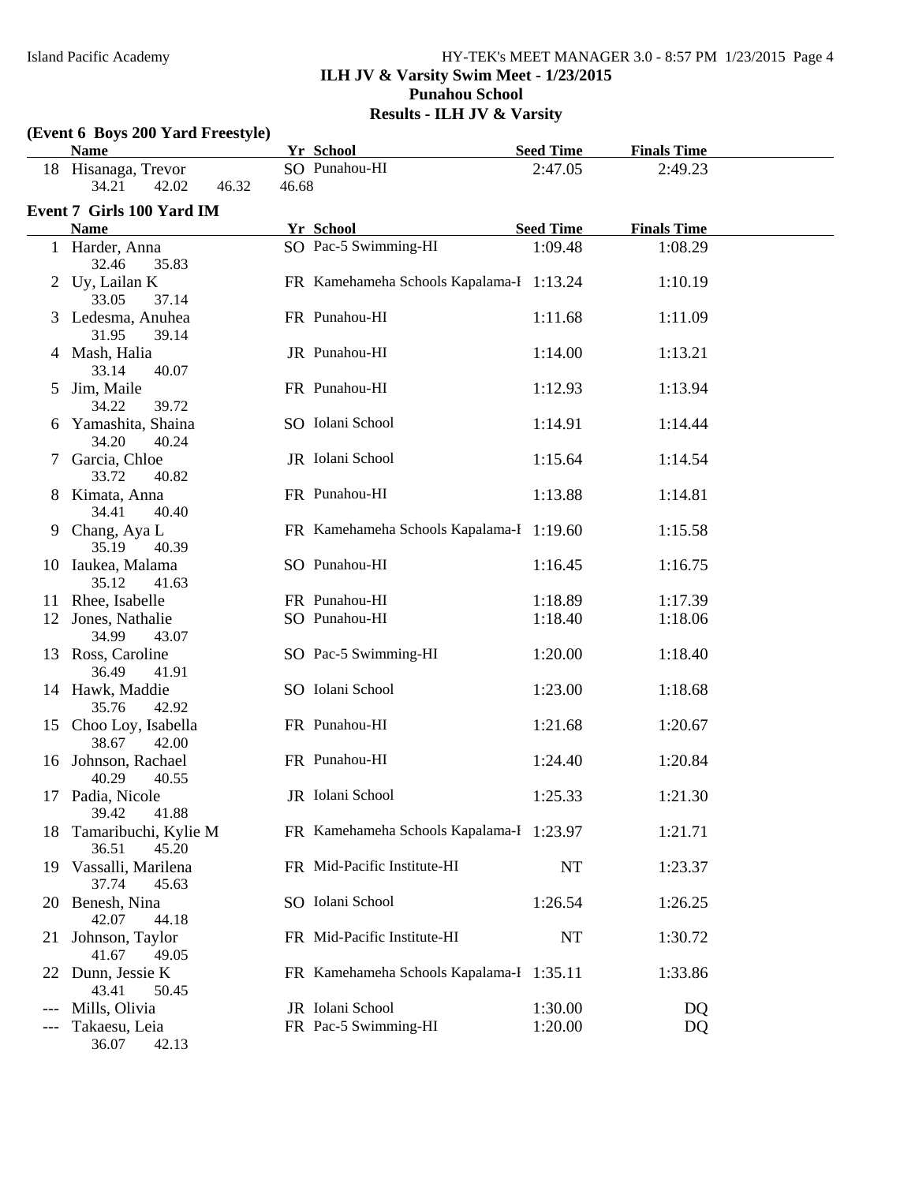## ILH JV & Varsity Swim Meet - 1/23/2015

### Punahou School

### Results - ILH JV & Varsity

**(Event 6 Boys 200 Yard Freestyle)**

| | Name | Yr | School | Seed Time | Finals Time |
|---|---|---|---|---|---|
| 18 | Hisanaga, Trevor | SO | Punahou-HI | 2:47.05 | 2:49.23 |
| | 34.21 42.02 46.32 46.68 | | | | |

**Event 7 Girls 100 Yard IM**

| | Name | Yr | School | Seed Time | Finals Time |
|---|---|---|---|---|---|
| 1 | Harder, Anna | SO | Pac-5 Swimming-HI | 1:09.48 | 1:08.29 |
| | 32.46 35.83 | | | | |
| 2 | Uy, Lailan K | FR | Kamehameha Schools Kapalama-I | 1:13.24 | 1:10.19 |
| | 33.05 37.14 | | | | |
| 3 | Ledesma, Anuhea | FR | Punahou-HI | 1:11.68 | 1:11.09 |
| | 31.95 39.14 | | | | |
| 4 | Mash, Halia | JR | Punahou-HI | 1:14.00 | 1:13.21 |
| | 33.14 40.07 | | | | |
| 5 | Jim, Maile | FR | Punahou-HI | 1:12.93 | 1:13.94 |
| | 34.22 39.72 | | | | |
| 6 | Yamashita, Shaina | SO | Iolani School | 1:14.91 | 1:14.44 |
| | 34.20 40.24 | | | | |
| 7 | Garcia, Chloe | JR | Iolani School | 1:15.64 | 1:14.54 |
| | 33.72 40.82 | | | | |
| 8 | Kimata, Anna | FR | Punahou-HI | 1:13.88 | 1:14.81 |
| | 34.41 40.40 | | | | |
| 9 | Chang, Aya L | FR | Kamehameha Schools Kapalama-I | 1:19.60 | 1:15.58 |
| | 35.19 40.39 | | | | |
| 10 | Iaukea, Malama | SO | Punahou-HI | 1:16.45 | 1:16.75 |
| | 35.12 41.63 | | | | |
| 11 | Rhee, Isabelle | FR | Punahou-HI | 1:18.89 | 1:17.39 |
| 12 | Jones, Nathalie | SO | Punahou-HI | 1:18.40 | 1:18.06 |
| | 34.99 43.07 | | | | |
| 13 | Ross, Caroline | SO | Pac-5 Swimming-HI | 1:20.00 | 1:18.40 |
| | 36.49 41.91 | | | | |
| 14 | Hawk, Maddie | SO | Iolani School | 1:23.00 | 1:18.68 |
| | 35.76 42.92 | | | | |
| 15 | Choo Loy, Isabella | FR | Punahou-HI | 1:21.68 | 1:20.67 |
| | 38.67 42.00 | | | | |
| 16 | Johnson, Rachael | FR | Punahou-HI | 1:24.40 | 1:20.84 |
| | 40.29 40.55 | | | | |
| 17 | Padia, Nicole | JR | Iolani School | 1:25.33 | 1:21.30 |
| | 39.42 41.88 | | | | |
| 18 | Tamaribuchi, Kylie M | FR | Kamehameha Schools Kapalama-I | 1:23.97 | 1:21.71 |
| | 36.51 45.20 | | | | |
| 19 | Vassalli, Marilena | FR | Mid-Pacific Institute-HI | NT | 1:23.37 |
| | 37.74 45.63 | | | | |
| 20 | Benesh, Nina | SO | Iolani School | 1:26.54 | 1:26.25 |
| | 42.07 44.18 | | | | |
| 21 | Johnson, Taylor | FR | Mid-Pacific Institute-HI | NT | 1:30.72 |
| | 41.67 49.05 | | | | |
| 22 | Dunn, Jessie K | FR | Kamehameha Schools Kapalama-I | 1:35.11 | 1:33.86 |
| | 43.41 50.45 | | | | |
| --- | Mills, Olivia | JR | Iolani School | 1:30.00 | DQ |
| --- | Takaesu, Leia | FR | Pac-5 Swimming-HI | 1:20.00 | DQ |
| | 36.07 42.13 | | | | |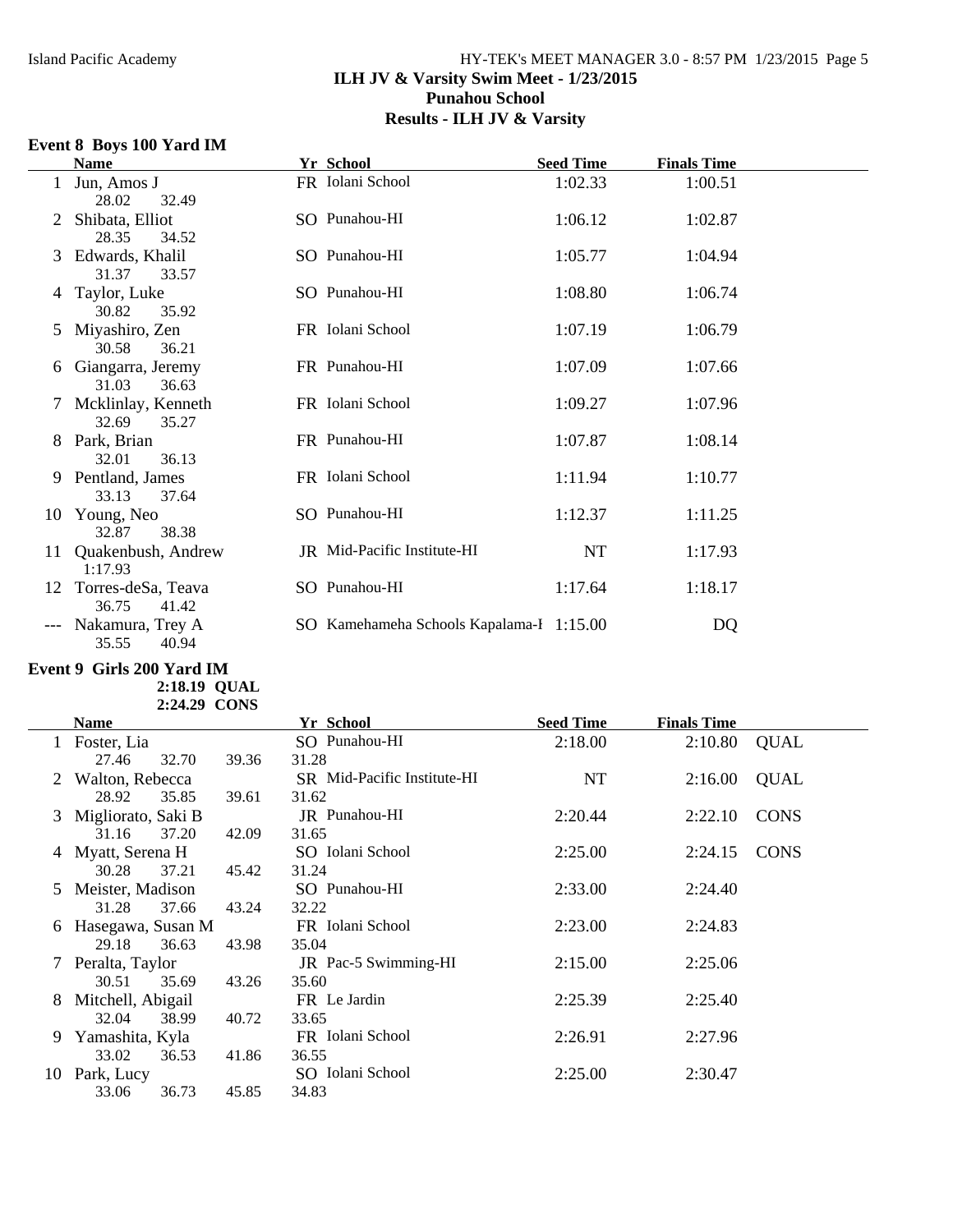### Event 8 Boys 100 Yard IM

| | Name | Yr | School | Seed Time | Finals Time | |
|---|---|---|---|---|---|---|
| 1 | Jun, Amos J | FR | Iolani School | 1:02.33 | 1:00.51 | |
| | 28.02 32.49 | | | | | |
| 2 | Shibata, Elliot | SO | Punahou-HI | 1:06.12 | 1:02.87 | |
| | 28.35 34.52 | | | | | |
| 3 | Edwards, Khalil | SO | Punahou-HI | 1:05.77 | 1:04.94 | |
| | 31.37 33.57 | | | | | |
| 4 | Taylor, Luke | SO | Punahou-HI | 1:08.80 | 1:06.74 | |
| | 30.82 35.92 | | | | | |
| 5 | Miyashiro, Zen | FR | Iolani School | 1:07.19 | 1:06.79 | |
| | 30.58 36.21 | | | | | |
| 6 | Giangarra, Jeremy | FR | Punahou-HI | 1:07.09 | 1:07.66 | |
| | 31.03 36.63 | | | | | |
| 7 | Mcklinlay, Kenneth | FR | Iolani School | 1:09.27 | 1:07.96 | |
| | 32.69 35.27 | | | | | |
| 8 | Park, Brian | FR | Punahou-HI | 1:07.87 | 1:08.14 | |
| | 32.01 36.13 | | | | | |
| 9 | Pentland, James | FR | Iolani School | 1:11.94 | 1:10.77 | |
| | 33.13 37.64 | | | | | |
| 10 | Young, Neo | SO | Punahou-HI | 1:12.37 | 1:11.25 | |
| | 32.87 38.38 | | | | | |
| 11 | Quakenbush, Andrew | JR | Mid-Pacific Institute-HI | NT | 1:17.93 | |
| | 1:17.93 | | | | | |
| 12 | Torres-deSa, Teava | SO | Punahou-HI | 1:17.64 | 1:18.17 | |
| | 36.75 41.42 | | | | | |
| --- | Nakamura, Trey A | SO | Kamehameha Schools Kapalama-I | 1:15.00 | DQ | |
| | 35.55 40.94 | | | | | |

### Event 9 Girls 200 Yard IM

2:18.19 QUAL
2:24.29 CONS

| | Name | Yr | School | Seed Time | Finals Time | |
|---|---|---|---|---|---|---|
| 1 | Foster, Lia | SO | Punahou-HI | 2:18.00 | 2:10.80 | QUAL |
| | 27.46 32.70 39.36 31.28 | | | | | |
| 2 | Walton, Rebecca | SR | Mid-Pacific Institute-HI | NT | 2:16.00 | QUAL |
| | 28.92 35.85 39.61 31.62 | | | | | |
| 3 | Migliorato, Saki B | JR | Punahou-HI | 2:20.44 | 2:22.10 | CONS |
| | 31.16 37.20 42.09 31.65 | | | | | |
| 4 | Myatt, Serena H | SO | Iolani School | 2:25.00 | 2:24.15 | CONS |
| | 30.28 37.21 45.42 31.24 | | | | | |
| 5 | Meister, Madison | SO | Punahou-HI | 2:33.00 | 2:24.40 | |
| | 31.28 37.66 43.24 32.22 | | | | | |
| 6 | Hasegawa, Susan M | FR | Iolani School | 2:23.00 | 2:24.83 | |
| | 29.18 36.63 43.98 35.04 | | | | | |
| 7 | Peralta, Taylor | JR | Pac-5 Swimming-HI | 2:15.00 | 2:25.06 | |
| | 30.51 35.69 43.26 35.60 | | | | | |
| 8 | Mitchell, Abigail | FR | Le Jardin | 2:25.39 | 2:25.40 | |
| | 32.04 38.99 40.72 33.65 | | | | | |
| 9 | Yamashita, Kyla | FR | Iolani School | 2:26.91 | 2:27.96 | |
| | 33.02 36.53 41.86 36.55 | | | | | |
| 10 | Park, Lucy | SO | Iolani School | 2:25.00 | 2:30.47 | |
| | 33.06 36.73 45.85 34.83 | | | | | |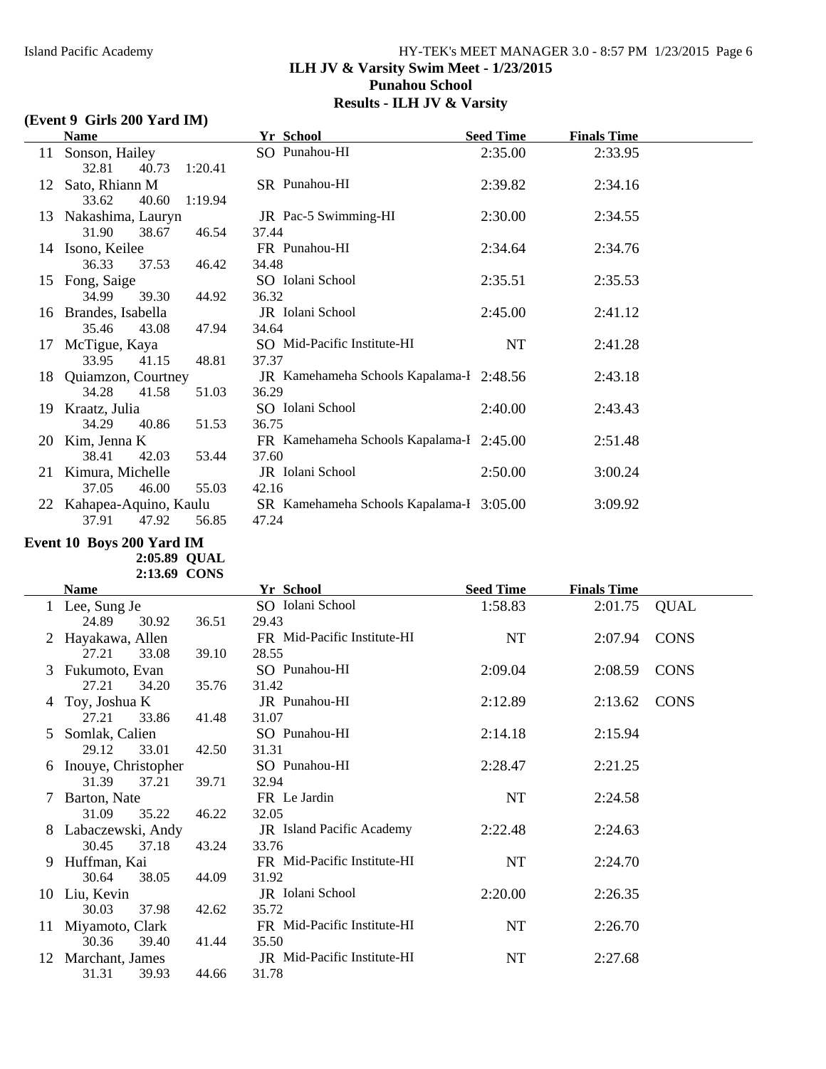ILH JV & Varsity Swim Meet - 1/23/2015

Punahou School

Results - ILH JV & Varsity

**(Event 9 Girls 200 Yard IM)**

| | Name | Yr | School | Seed Time | Finals Time | |
|---|---|---|---|---|---|---|
| 11 | Sonson, Hailey | SO | Punahou-HI | 2:35.00 | 2:33.95 | |
| | 32.81 40.73 1:20.41 | | | | | |
| 12 | Sato, Rhiann M | SR | Punahou-HI | 2:39.82 | 2:34.16 | |
| | 33.62 40.60 1:19.94 | | | | | |
| 13 | Nakashima, Lauryn | JR | Pac-5 Swimming-HI | 2:30.00 | 2:34.55 | |
| | 31.90 38.67 46.54 37.44 | | | | | |
| 14 | Isono, Keilee | FR | Punahou-HI | 2:34.64 | 2:34.76 | |
| | 36.33 37.53 46.42 34.48 | | | | | |
| 15 | Fong, Saige | SO | Iolani School | 2:35.51 | 2:35.53 | |
| | 34.99 39.30 44.92 36.32 | | | | | |
| 16 | Brandes, Isabella | JR | Iolani School | 2:45.00 | 2:41.12 | |
| | 35.46 43.08 47.94 34.64 | | | | | |
| 17 | McTigue, Kaya | SO | Mid-Pacific Institute-HI | NT | 2:41.28 | |
| | 33.95 41.15 48.81 37.37 | | | | | |
| 18 | Quiamzon, Courtney | JR | Kamehameha Schools Kapalama-I | 2:48.56 | 2:43.18 | |
| | 34.28 41.58 51.03 36.29 | | | | | |
| 19 | Kraatz, Julia | SO | Iolani School | 2:40.00 | 2:43.43 | |
| | 34.29 40.86 51.53 36.75 | | | | | |
| 20 | Kim, Jenna K | FR | Kamehameha Schools Kapalama-I | 2:45.00 | 2:51.48 | |
| | 38.41 42.03 53.44 37.60 | | | | | |
| 21 | Kimura, Michelle | JR | Iolani School | 2:50.00 | 3:00.24 | |
| | 37.05 46.00 55.03 42.16 | | | | | |
| 22 | Kahapea-Aquino, Kaulu | SR | Kamehameha Schools Kapalama-I | 3:05.00 | 3:09.92 | |
| | 37.91 47.92 56.85 47.24 | | | | | |

**Event 10 Boys 200 Yard IM**

2:05.89 QUAL

2:13.69 CONS

| | Name | Yr | School | Seed Time | Finals Time | |
|---|---|---|---|---|---|---|
| 1 | Lee, Sung Je | SO | Iolani School | 1:58.83 | 2:01.75 | QUAL |
| | 24.89 30.92 36.51 29.43 | | | | | |
| 2 | Hayakawa, Allen | FR | Mid-Pacific Institute-HI | NT | 2:07.94 | CONS |
| | 27.21 33.08 39.10 28.55 | | | | | |
| 3 | Fukumoto, Evan | SO | Punahou-HI | 2:09.04 | 2:08.59 | CONS |
| | 27.21 34.20 35.76 31.42 | | | | | |
| 4 | Toy, Joshua K | JR | Punahou-HI | 2:12.89 | 2:13.62 | CONS |
| | 27.21 33.86 41.48 31.07 | | | | | |
| 5 | Somlak, Calien | SO | Punahou-HI | 2:14.18 | 2:15.94 | |
| | 29.12 33.01 42.50 31.31 | | | | | |
| 6 | Inouye, Christopher | SO | Punahou-HI | 2:28.47 | 2:21.25 | |
| | 31.39 37.21 39.71 32.94 | | | | | |
| 7 | Barton, Nate | FR | Le Jardin | NT | 2:24.58 | |
| | 31.09 35.22 46.22 32.05 | | | | | |
| 8 | Labaczewski, Andy | JR | Island Pacific Academy | 2:22.48 | 2:24.63 | |
| | 30.45 37.18 43.24 33.76 | | | | | |
| 9 | Huffman, Kai | FR | Mid-Pacific Institute-HI | NT | 2:24.70 | |
| | 30.64 38.05 44.09 31.92 | | | | | |
| 10 | Liu, Kevin | JR | Iolani School | 2:20.00 | 2:26.35 | |
| | 30.03 37.98 42.62 35.72 | | | | | |
| 11 | Miyamoto, Clark | FR | Mid-Pacific Institute-HI | NT | 2:26.70 | |
| | 30.36 39.40 41.44 35.50 | | | | | |
| 12 | Marchant, James | JR | Mid-Pacific Institute-HI | NT | 2:27.68 | |
| | 31.31 39.93 44.66 31.78 | | | | | |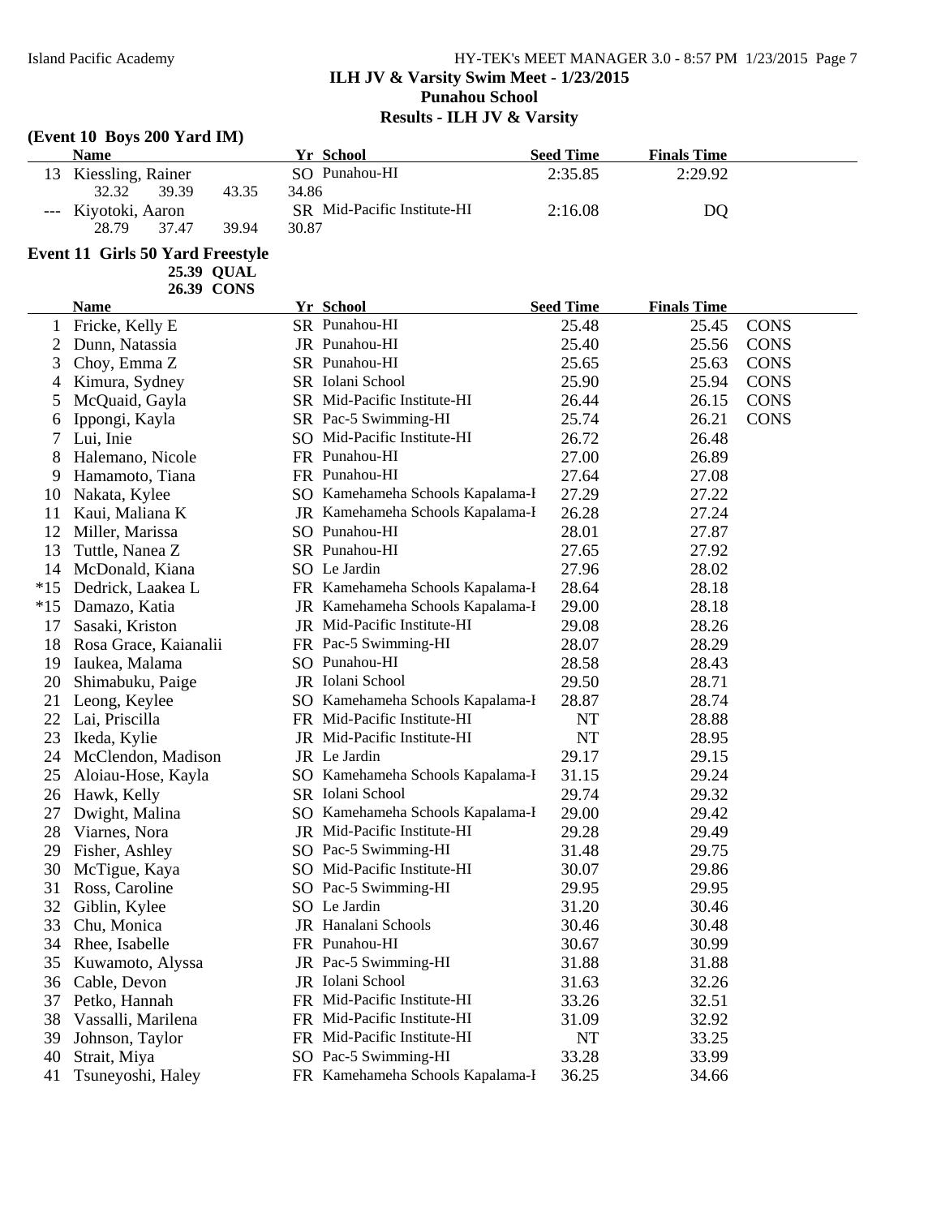# ILH JV & Varsity Swim Meet - 1/23/2015

## Punahou School

## Results - ILH JV & Varsity

### (Event 10 Boys 200 Yard IM)

| | Name | Yr | School | Seed Time | Finals Time |
|---|---|---|---|---|---|
| 13 | Kiessling, Rainer | SO | Punahou-HI | 2:35.85 | 2:29.92 |
| | 32.32 39.39 43.35 34.86 | | | | |
| --- | Kiyotoki, Aaron | SR | Mid-Pacific Institute-HI | 2:16.08 | DQ |
| | 28.79 37.47 39.94 30.87 | | | | |

### Event 11 Girls 50 Yard Freestyle

25.39 QUAL
26.39 CONS

| | Name | Yr | School | Seed Time | Finals Time | |
|---|---|---|---|---|---|---|
| 1 | Fricke, Kelly E | SR | Punahou-HI | 25.48 | 25.45 | CONS |
| 2 | Dunn, Natassia | JR | Punahou-HI | 25.40 | 25.56 | CONS |
| 3 | Choy, Emma Z | SR | Punahou-HI | 25.65 | 25.63 | CONS |
| 4 | Kimura, Sydney | SR | Iolani School | 25.90 | 25.94 | CONS |
| 5 | McQuaid, Gayla | SR | Mid-Pacific Institute-HI | 26.44 | 26.15 | CONS |
| 6 | Ippongi, Kayla | SR | Pac-5 Swimming-HI | 25.74 | 26.21 | CONS |
| 7 | Lui, Inie | SO | Mid-Pacific Institute-HI | 26.72 | 26.48 | |
| 8 | Halemano, Nicole | FR | Punahou-HI | 27.00 | 26.89 | |
| 9 | Hamamoto, Tiana | FR | Punahou-HI | 27.64 | 27.08 | |
| 10 | Nakata, Kylee | SO | Kamehameha Schools Kapalama-I | 27.29 | 27.22 | |
| 11 | Kaui, Maliana K | JR | Kamehameha Schools Kapalama-I | 26.28 | 27.24 | |
| 12 | Miller, Marissa | SO | Punahou-HI | 28.01 | 27.87 | |
| 13 | Tuttle, Nanea Z | SR | Punahou-HI | 27.65 | 27.92 | |
| 14 | McDonald, Kiana | SO | Le Jardin | 27.96 | 28.02 | |
| *15 | Dedrick, Laakea L | FR | Kamehameha Schools Kapalama-I | 28.64 | 28.18 | |
| *15 | Damazo, Katia | JR | Kamehameha Schools Kapalama-I | 29.00 | 28.18 | |
| 17 | Sasaki, Kriston | JR | Mid-Pacific Institute-HI | 29.08 | 28.26 | |
| 18 | Rosa Grace, Kaianalii | FR | Pac-5 Swimming-HI | 28.07 | 28.29 | |
| 19 | Iaukea, Malama | SO | Punahou-HI | 28.58 | 28.43 | |
| 20 | Shimabuku, Paige | JR | Iolani School | 29.50 | 28.71 | |
| 21 | Leong, Keylee | SO | Kamehameha Schools Kapalama-I | 28.87 | 28.74 | |
| 22 | Lai, Priscilla | FR | Mid-Pacific Institute-HI | NT | 28.88 | |
| 23 | Ikeda, Kylie | JR | Mid-Pacific Institute-HI | NT | 28.95 | |
| 24 | McClendon, Madison | JR | Le Jardin | 29.17 | 29.15 | |
| 25 | Aloiau-Hose, Kayla | SO | Kamehameha Schools Kapalama-I | 31.15 | 29.24 | |
| 26 | Hawk, Kelly | SR | Iolani School | 29.74 | 29.32 | |
| 27 | Dwight, Malina | SO | Kamehameha Schools Kapalama-I | 29.00 | 29.42 | |
| 28 | Viarnes, Nora | JR | Mid-Pacific Institute-HI | 29.28 | 29.49 | |
| 29 | Fisher, Ashley | SO | Pac-5 Swimming-HI | 31.48 | 29.75 | |
| 30 | McTigue, Kaya | SO | Mid-Pacific Institute-HI | 30.07 | 29.86 | |
| 31 | Ross, Caroline | SO | Pac-5 Swimming-HI | 29.95 | 29.95 | |
| 32 | Giblin, Kylee | SO | Le Jardin | 31.20 | 30.46 | |
| 33 | Chu, Monica | JR | Hanalani Schools | 30.46 | 30.48 | |
| 34 | Rhee, Isabelle | FR | Punahou-HI | 30.67 | 30.99 | |
| 35 | Kuwamoto, Alyssa | JR | Pac-5 Swimming-HI | 31.88 | 31.88 | |
| 36 | Cable, Devon | JR | Iolani School | 31.63 | 32.26 | |
| 37 | Petko, Hannah | FR | Mid-Pacific Institute-HI | 33.26 | 32.51 | |
| 38 | Vassalli, Marilena | FR | Mid-Pacific Institute-HI | 31.09 | 32.92 | |
| 39 | Johnson, Taylor | FR | Mid-Pacific Institute-HI | NT | 33.25 | |
| 40 | Strait, Miya | SO | Pac-5 Swimming-HI | 33.28 | 33.99 | |
| 41 | Tsuneyoshi, Haley | FR | Kamehameha Schools Kapalama-I | 36.25 | 34.66 | |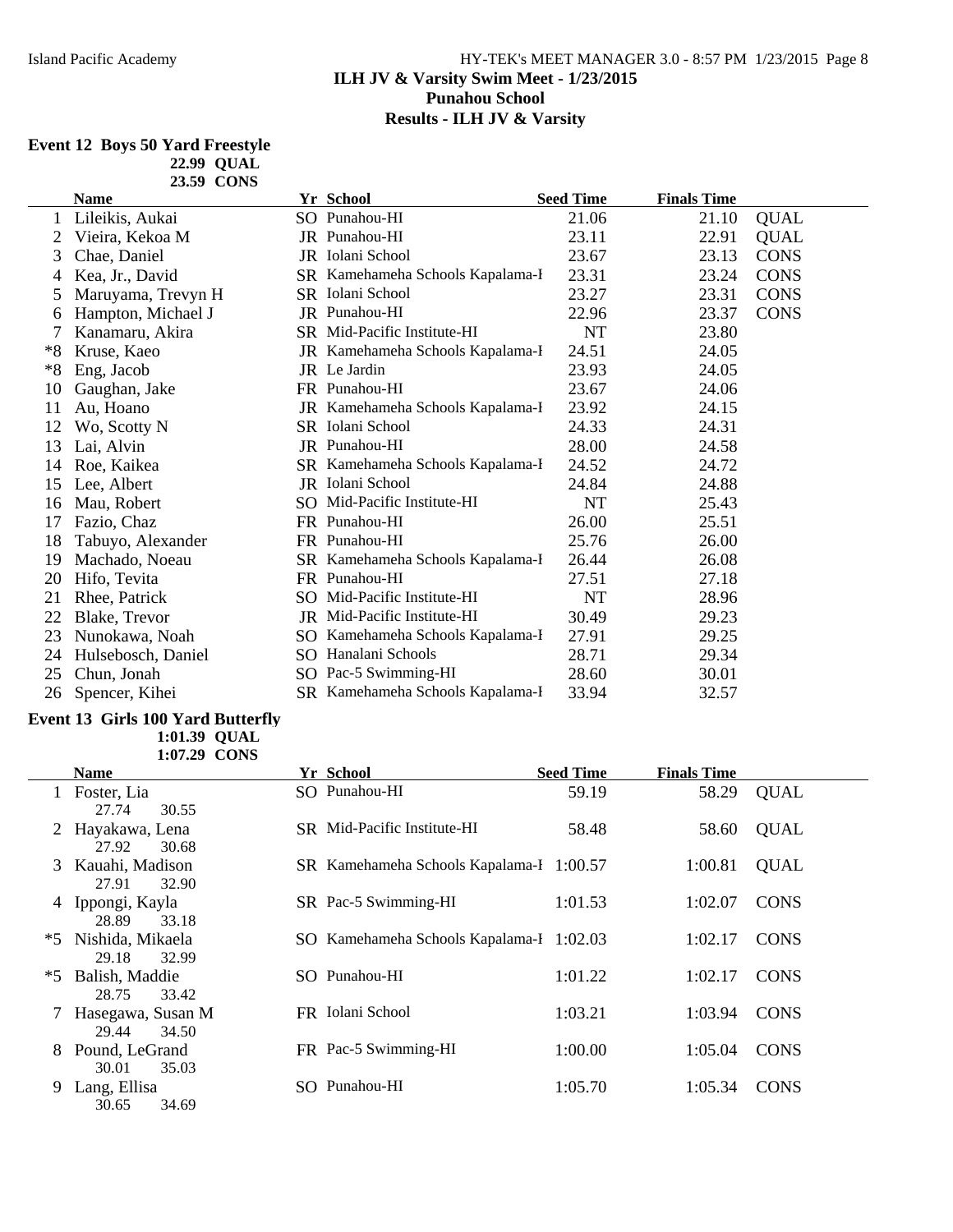# ILH JV & Varsity Swim Meet - 1/23/2015
## Punahou School
## Results - ILH JV & Varsity

### Event 12 Boys 50 Yard Freestyle

22.99 QUAL
23.59 CONS

| | Name | Yr | School | Seed Time | Finals Time | |
|---|---|---|---|---|---|---|
| 1 | Lileikis, Aukai | SO | Punahou-HI | 21.06 | 21.10 | QUAL |
| 2 | Vieira, Kekoa M | JR | Punahou-HI | 23.11 | 22.91 | QUAL |
| 3 | Chae, Daniel | JR | Iolani School | 23.67 | 23.13 | CONS |
| 4 | Kea, Jr., David | SR | Kamehameha Schools Kapalama-I | 23.31 | 23.24 | CONS |
| 5 | Maruyama, Trevyn H | SR | Iolani School | 23.27 | 23.31 | CONS |
| 6 | Hampton, Michael J | JR | Punahou-HI | 22.96 | 23.37 | CONS |
| 7 | Kanamaru, Akira | SR | Mid-Pacific Institute-HI | NT | 23.80 | |
| *8 | Kruse, Kaeo | JR | Kamehameha Schools Kapalama-I | 24.51 | 24.05 | |
| *8 | Eng, Jacob | JR | Le Jardin | 23.93 | 24.05 | |
| 10 | Gaughan, Jake | FR | Punahou-HI | 23.67 | 24.06 | |
| 11 | Au, Hoano | JR | Kamehameha Schools Kapalama-I | 23.92 | 24.15 | |
| 12 | Wo, Scotty N | SR | Iolani School | 24.33 | 24.31 | |
| 13 | Lai, Alvin | JR | Punahou-HI | 28.00 | 24.58 | |
| 14 | Roe, Kaikea | SR | Kamehameha Schools Kapalama-I | 24.52 | 24.72 | |
| 15 | Lee, Albert | JR | Iolani School | 24.84 | 24.88 | |
| 16 | Mau, Robert | SO | Mid-Pacific Institute-HI | NT | 25.43 | |
| 17 | Fazio, Chaz | FR | Punahou-HI | 26.00 | 25.51 | |
| 18 | Tabuyo, Alexander | FR | Punahou-HI | 25.76 | 26.00 | |
| 19 | Machado, Noeau | SR | Kamehameha Schools Kapalama-I | 26.44 | 26.08 | |
| 20 | Hifo, Tevita | FR | Punahou-HI | 27.51 | 27.18 | |
| 21 | Rhee, Patrick | SO | Mid-Pacific Institute-HI | NT | 28.96 | |
| 22 | Blake, Trevor | JR | Mid-Pacific Institute-HI | 30.49 | 29.23 | |
| 23 | Nunokawa, Noah | SO | Kamehameha Schools Kapalama-I | 27.91 | 29.25 | |
| 24 | Hulsebosch, Daniel | SO | Hanalani Schools | 28.71 | 29.34 | |
| 25 | Chun, Jonah | SO | Pac-5 Swimming-HI | 28.60 | 30.01 | |
| 26 | Spencer, Kihei | SR | Kamehameha Schools Kapalama-I | 33.94 | 32.57 | |

### Event 13 Girls 100 Yard Butterfly

1:01.39 QUAL
1:07.29 CONS

| | Name | Yr | School | Seed Time | Finals Time | |
|---|---|---|---|---|---|---|
| 1 | Foster, Lia (27.74, 30.55) | SO | Punahou-HI | 59.19 | 58.29 | QUAL |
| 2 | Hayakawa, Lena (27.92, 30.68) | SR | Mid-Pacific Institute-HI | 58.48 | 58.60 | QUAL |
| 3 | Kauahi, Madison (27.91, 32.90) | SR | Kamehameha Schools Kapalama-I | 1:00.57 | 1:00.81 | QUAL |
| 4 | Ippongi, Kayla (28.89, 33.18) | SR | Pac-5 Swimming-HI | 1:01.53 | 1:02.07 | CONS |
| *5 | Nishida, Mikaela (29.18, 32.99) | SO | Kamehameha Schools Kapalama-I | 1:02.03 | 1:02.17 | CONS |
| *5 | Balish, Maddie (28.75, 33.42) | SO | Punahou-HI | 1:01.22 | 1:02.17 | CONS |
| 7 | Hasegawa, Susan M (29.44, 34.50) | FR | Iolani School | 1:03.21 | 1:03.94 | CONS |
| 8 | Pound, LeGrand (30.01, 35.03) | FR | Pac-5 Swimming-HI | 1:00.00 | 1:05.04 | CONS |
| 9 | Lang, Ellisa (30.65, 34.69) | SO | Punahou-HI | 1:05.70 | 1:05.34 | CONS |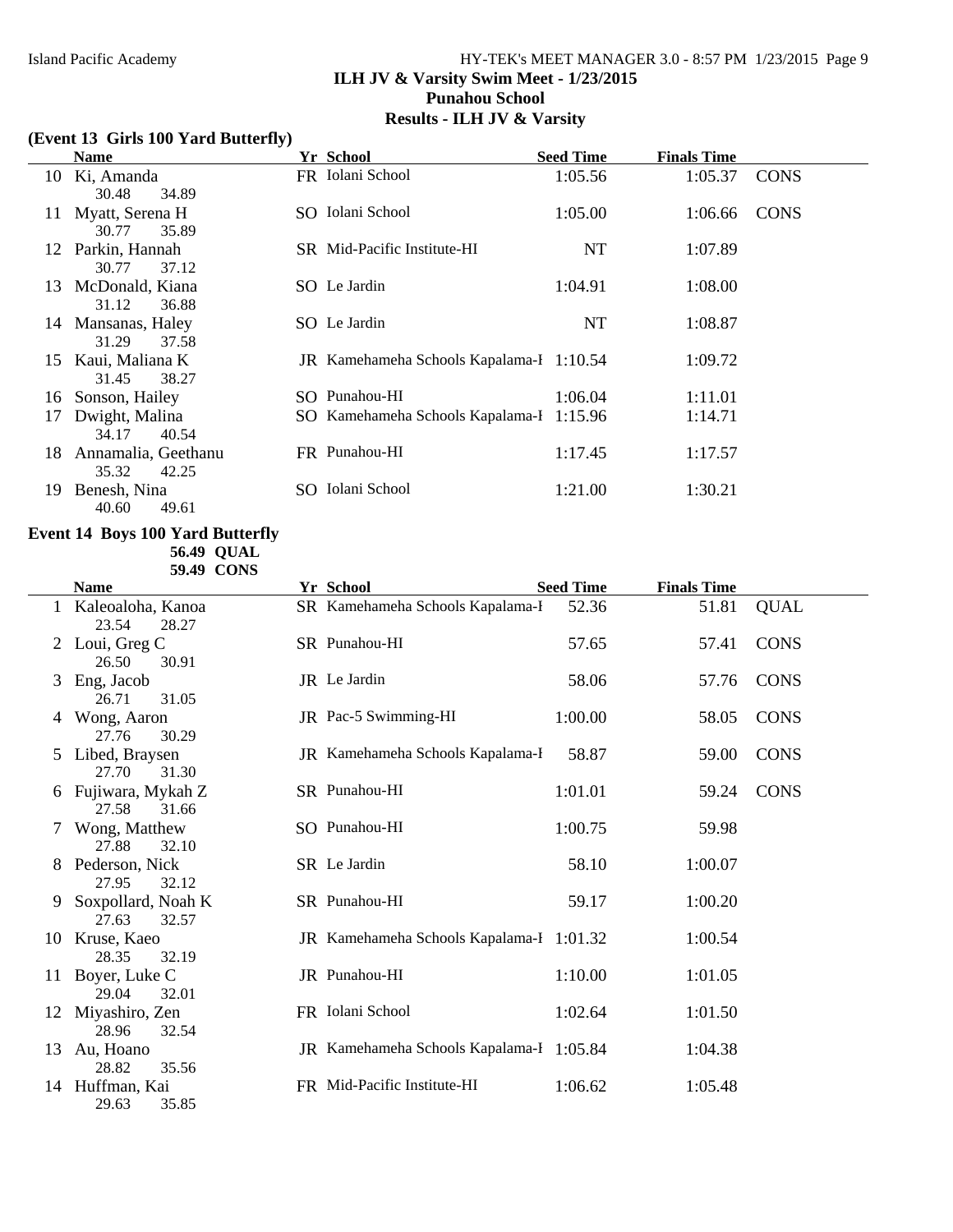### ILH JV & Varsity Swim Meet - 1/23/2015
### Punahou School
### Results - ILH JV & Varsity

**(Event 13 Girls 100 Yard Butterfly)**

| | Name | Yr | School | Seed Time | Finals Time | |
|---|---|---|---|---|---|---|
| 10 | Ki, Amanda | FR | Iolani School | 1:05.56 | 1:05.37 | CONS |
| | 30.48 34.89 | | | | | |
| 11 | Myatt, Serena H | SO | Iolani School | 1:05.00 | 1:06.66 | CONS |
| | 30.77 35.89 | | | | | |
| 12 | Parkin, Hannah | SR | Mid-Pacific Institute-HI | NT | 1:07.89 | |
| | 30.77 37.12 | | | | | |
| 13 | McDonald, Kiana | SO | Le Jardin | 1:04.91 | 1:08.00 | |
| | 31.12 36.88 | | | | | |
| 14 | Mansanas, Haley | SO | Le Jardin | NT | 1:08.87 | |
| | 31.29 37.58 | | | | | |
| 15 | Kaui, Maliana K | JR | Kamehameha Schools Kapalama-I | 1:10.54 | 1:09.72 | |
| | 31.45 38.27 | | | | | |
| 16 | Sonson, Hailey | SO | Punahou-HI | 1:06.04 | 1:11.01 | |
| 17 | Dwight, Malina | SO | Kamehameha Schools Kapalama-I | 1:15.96 | 1:14.71 | |
| | 34.17 40.54 | | | | | |
| 18 | Annamalia, Geethanu | FR | Punahou-HI | 1:17.45 | 1:17.57 | |
| | 35.32 42.25 | | | | | |
| 19 | Benesh, Nina | SO | Iolani School | 1:21.00 | 1:30.21 | |
| | 40.60 49.61 | | | | | |

**Event 14 Boys 100 Yard Butterfly**

**56.49 QUAL**
**59.49 CONS**

| | Name | Yr | School | Seed Time | Finals Time | |
|---|---|---|---|---|---|---|
| 1 | Kaleoaloha, Kanoa | SR | Kamehameha Schools Kapalama-I | 52.36 | 51.81 | QUAL |
| | 23.54 28.27 | | | | | |
| 2 | Loui, Greg C | SR | Punahou-HI | 57.65 | 57.41 | CONS |
| | 26.50 30.91 | | | | | |
| 3 | Eng, Jacob | JR | Le Jardin | 58.06 | 57.76 | CONS |
| | 26.71 31.05 | | | | | |
| 4 | Wong, Aaron | JR | Pac-5 Swimming-HI | 1:00.00 | 58.05 | CONS |
| | 27.76 30.29 | | | | | |
| 5 | Libed, Braysen | JR | Kamehameha Schools Kapalama-I | 58.87 | 59.00 | CONS |
| | 27.70 31.30 | | | | | |
| 6 | Fujiwara, Mykah Z | SR | Punahou-HI | 1:01.01 | 59.24 | CONS |
| | 27.58 31.66 | | | | | |
| 7 | Wong, Matthew | SO | Punahou-HI | 1:00.75 | 59.98 | |
| | 27.88 32.10 | | | | | |
| 8 | Pederson, Nick | SR | Le Jardin | 58.10 | 1:00.07 | |
| | 27.95 32.12 | | | | | |
| 9 | Soxpollard, Noah K | SR | Punahou-HI | 59.17 | 1:00.20 | |
| | 27.63 32.57 | | | | | |
| 10 | Kruse, Kaeo | JR | Kamehameha Schools Kapalama-I | 1:01.32 | 1:00.54 | |
| | 28.35 32.19 | | | | | |
| 11 | Boyer, Luke C | JR | Punahou-HI | 1:10.00 | 1:01.05 | |
| | 29.04 32.01 | | | | | |
| 12 | Miyashiro, Zen | FR | Iolani School | 1:02.64 | 1:01.50 | |
| | 28.96 32.54 | | | | | |
| 13 | Au, Hoano | JR | Kamehameha Schools Kapalama-I | 1:05.84 | 1:04.38 | |
| | 28.82 35.56 | | | | | |
| 14 | Huffman, Kai | FR | Mid-Pacific Institute-HI | 1:06.62 | 1:05.48 | |
| | 29.63 35.85 | | | | | |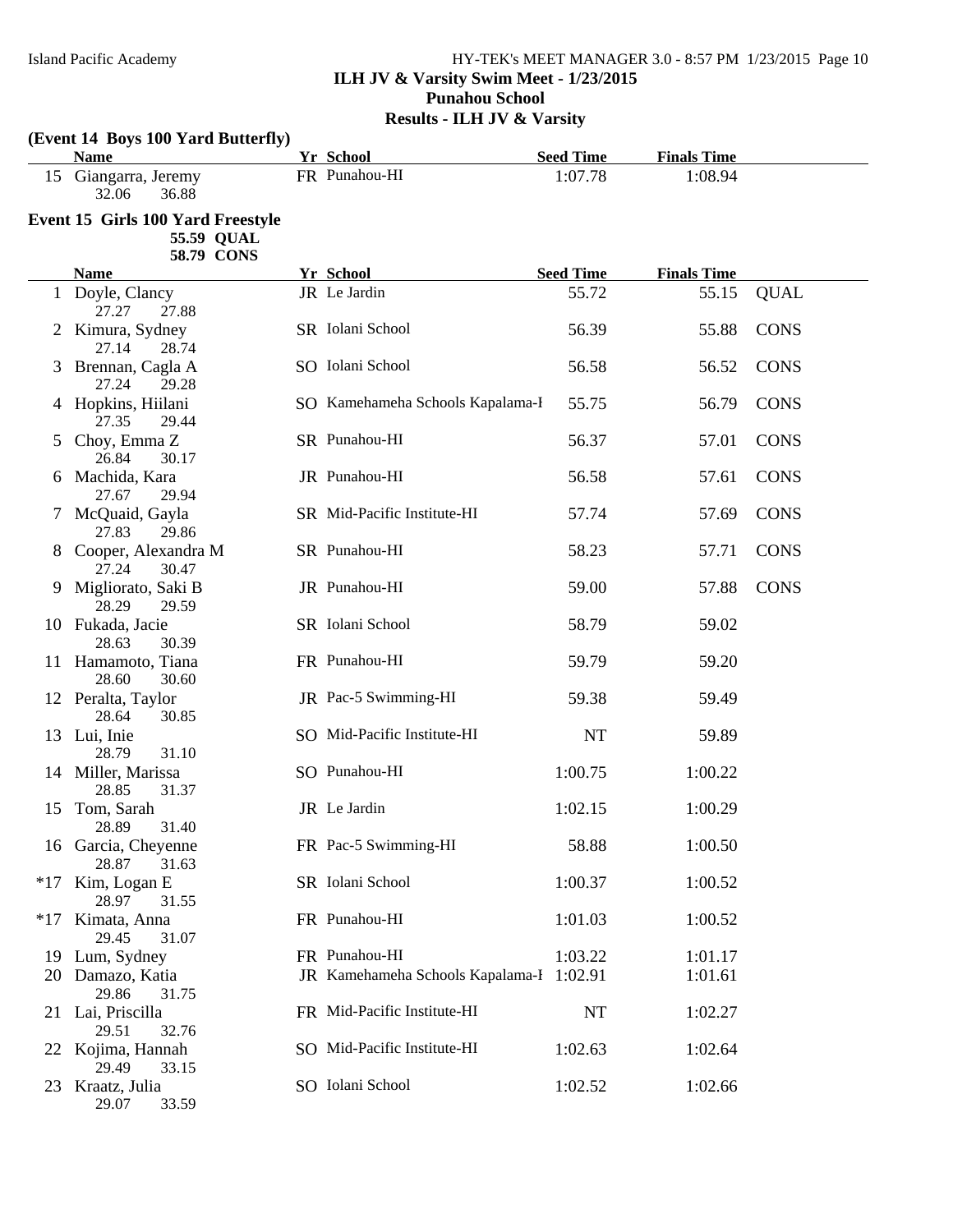ILH JV & Varsity Swim Meet - 1/23/2015

Punahou School

Results - ILH JV & Varsity

### (Event 14 Boys 100 Yard Butterfly)

| | Name | Yr | School | Seed Time | Finals Time | |
|---|---|---|---|---|---|---|
| 15 | Giangarra, Jeremy | FR | Punahou-HI | 1:07.78 | 1:08.94 | |
| | 32.06 36.88 | | | | | |

### Event 15 Girls 100 Yard Freestyle

55.59 QUAL

58.79 CONS

| | Name | Yr | School | Seed Time | Finals Time | |
|---|---|---|---|---|---|---|
| 1 | Doyle, Clancy | JR | Le Jardin | 55.72 | 55.15 | QUAL |
| | 27.27 27.88 | | | | | |
| 2 | Kimura, Sydney | SR | Iolani School | 56.39 | 55.88 | CONS |
| | 27.14 28.74 | | | | | |
| 3 | Brennan, Cagla A | SO | Iolani School | 56.58 | 56.52 | CONS |
| | 27.24 29.28 | | | | | |
| 4 | Hopkins, Hiilani | SO | Kamehameha Schools Kapalama-I | 55.75 | 56.79 | CONS |
| | 27.35 29.44 | | | | | |
| 5 | Choy, Emma Z | SR | Punahou-HI | 56.37 | 57.01 | CONS |
| | 26.84 30.17 | | | | | |
| 6 | Machida, Kara | JR | Punahou-HI | 56.58 | 57.61 | CONS |
| | 27.67 29.94 | | | | | |
| 7 | McQuaid, Gayla | SR | Mid-Pacific Institute-HI | 57.74 | 57.69 | CONS |
| | 27.83 29.86 | | | | | |
| 8 | Cooper, Alexandra M | SR | Punahou-HI | 58.23 | 57.71 | CONS |
| | 27.24 30.47 | | | | | |
| 9 | Migliorato, Saki B | JR | Punahou-HI | 59.00 | 57.88 | CONS |
| | 28.29 29.59 | | | | | |
| 10 | Fukada, Jacie | SR | Iolani School | 58.79 | 59.02 | |
| | 28.63 30.39 | | | | | |
| 11 | Hamamoto, Tiana | FR | Punahou-HI | 59.79 | 59.20 | |
| | 28.60 30.60 | | | | | |
| 12 | Peralta, Taylor | JR | Pac-5 Swimming-HI | 59.38 | 59.49 | |
| | 28.64 30.85 | | | | | |
| 13 | Lui, Inie | SO | Mid-Pacific Institute-HI | NT | 59.89 | |
| | 28.79 31.10 | | | | | |
| 14 | Miller, Marissa | SO | Punahou-HI | 1:00.75 | 1:00.22 | |
| | 28.85 31.37 | | | | | |
| 15 | Tom, Sarah | JR | Le Jardin | 1:02.15 | 1:00.29 | |
| | 28.89 31.40 | | | | | |
| 16 | Garcia, Cheyenne | FR | Pac-5 Swimming-HI | 58.88 | 1:00.50 | |
| | 28.87 31.63 | | | | | |
| *17 | Kim, Logan E | SR | Iolani School | 1:00.37 | 1:00.52 | |
| | 28.97 31.55 | | | | | |
| *17 | Kimata, Anna | FR | Punahou-HI | 1:01.03 | 1:00.52 | |
| | 29.45 31.07 | | | | | |
| 19 | Lum, Sydney | FR | Punahou-HI | 1:03.22 | 1:01.17 | |
| 20 | Damazo, Katia | JR | Kamehameha Schools Kapalama-I | 1:02.91 | 1:01.61 | |
| | 29.86 31.75 | | | | | |
| 21 | Lai, Priscilla | FR | Mid-Pacific Institute-HI | NT | 1:02.27 | |
| | 29.51 32.76 | | | | | |
| 22 | Kojima, Hannah | SO | Mid-Pacific Institute-HI | 1:02.63 | 1:02.64 | |
| | 29.49 33.15 | | | | | |
| 23 | Kraatz, Julia | SO | Iolani School | 1:02.52 | 1:02.66 | |
| | 29.07 33.59 | | | | | |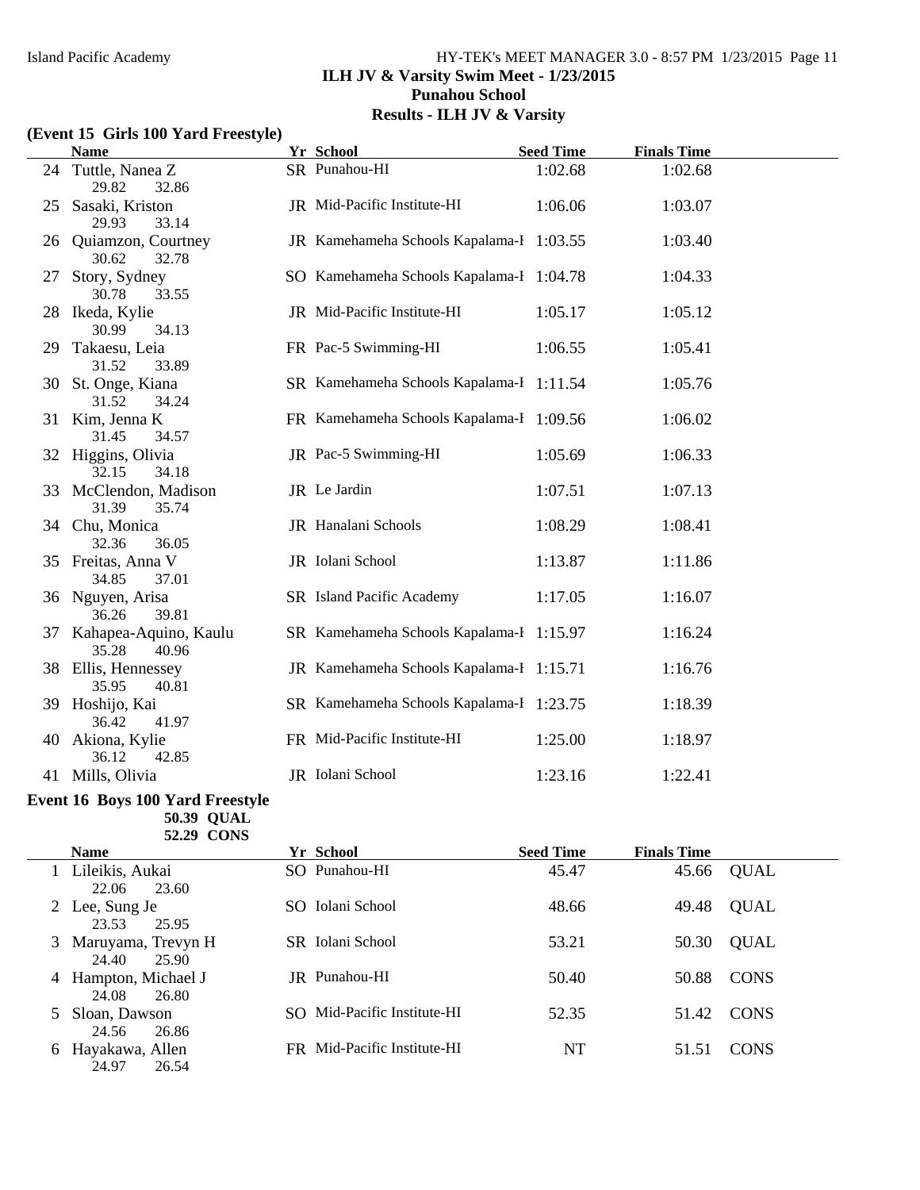ILH JV & Varsity Swim Meet - 1/23/2015
Punahou School
Results - ILH JV & Varsity

## (Event 15 Girls 100 Yard Freestyle)

| | Name | Yr | School | Seed Time | Finals Time | |
|---|---|---|---|---|---|---|
| 24 | Tuttle, Nanea Z | SR | Punahou-HI | 1:02.68 | 1:02.68 | |
| | 29.82 32.86 | | | | | |
| 25 | Sasaki, Kriston | JR | Mid-Pacific Institute-HI | 1:06.06 | 1:03.07 | |
| | 29.93 33.14 | | | | | |
| 26 | Quiamzon, Courtney | JR | Kamehameha Schools Kapalama-I | 1:03.55 | 1:03.40 | |
| | 30.62 32.78 | | | | | |
| 27 | Story, Sydney | SO | Kamehameha Schools Kapalama-I | 1:04.78 | 1:04.33 | |
| | 30.78 33.55 | | | | | |
| 28 | Ikeda, Kylie | JR | Mid-Pacific Institute-HI | 1:05.17 | 1:05.12 | |
| | 30.99 34.13 | | | | | |
| 29 | Takaesu, Leia | FR | Pac-5 Swimming-HI | 1:06.55 | 1:05.41 | |
| | 31.52 33.89 | | | | | |
| 30 | St. Onge, Kiana | SR | Kamehameha Schools Kapalama-I | 1:11.54 | 1:05.76 | |
| | 31.52 34.24 | | | | | |
| 31 | Kim, Jenna K | FR | Kamehameha Schools Kapalama-I | 1:09.56 | 1:06.02 | |
| | 31.45 34.57 | | | | | |
| 32 | Higgins, Olivia | JR | Pac-5 Swimming-HI | 1:05.69 | 1:06.33 | |
| | 32.15 34.18 | | | | | |
| 33 | McClendon, Madison | JR | Le Jardin | 1:07.51 | 1:07.13 | |
| | 31.39 35.74 | | | | | |
| 34 | Chu, Monica | JR | Hanalani Schools | 1:08.29 | 1:08.41 | |
| | 32.36 36.05 | | | | | |
| 35 | Freitas, Anna V | JR | Iolani School | 1:13.87 | 1:11.86 | |
| | 34.85 37.01 | | | | | |
| 36 | Nguyen, Arisa | SR | Island Pacific Academy | 1:17.05 | 1:16.07 | |
| | 36.26 39.81 | | | | | |
| 37 | Kahapea-Aquino, Kaulu | SR | Kamehameha Schools Kapalama-I | 1:15.97 | 1:16.24 | |
| | 35.28 40.96 | | | | | |
| 38 | Ellis, Hennessey | JR | Kamehameha Schools Kapalama-I | 1:15.71 | 1:16.76 | |
| | 35.95 40.81 | | | | | |
| 39 | Hoshijo, Kai | SR | Kamehameha Schools Kapalama-I | 1:23.75 | 1:18.39 | |
| | 36.42 41.97 | | | | | |
| 40 | Akiona, Kylie | FR | Mid-Pacific Institute-HI | 1:25.00 | 1:18.97 | |
| | 36.12 42.85 | | | | | |
| 41 | Mills, Olivia | JR | Iolani School | 1:23.16 | 1:22.41 | |

## Event 16 Boys 100 Yard Freestyle

50.39 QUAL
52.29 CONS

| | Name | Yr | School | Seed Time | Finals Time | |
|---|---|---|---|---|---|---|
| 1 | Lileikis, Aukai | SO | Punahou-HI | 45.47 | 45.66 | QUAL |
| | 22.06 23.60 | | | | | |
| 2 | Lee, Sung Je | SO | Iolani School | 48.66 | 49.48 | QUAL |
| | 23.53 25.95 | | | | | |
| 3 | Maruyama, Trevyn H | SR | Iolani School | 53.21 | 50.30 | QUAL |
| | 24.40 25.90 | | | | | |
| 4 | Hampton, Michael J | JR | Punahou-HI | 50.40 | 50.88 | CONS |
| | 24.08 26.80 | | | | | |
| 5 | Sloan, Dawson | SO | Mid-Pacific Institute-HI | 52.35 | 51.42 | CONS |
| | 24.56 26.86 | | | | | |
| 6 | Hayakawa, Allen | FR | Mid-Pacific Institute-HI | NT | 51.51 | CONS |
| | 24.97 26.54 | | | | | |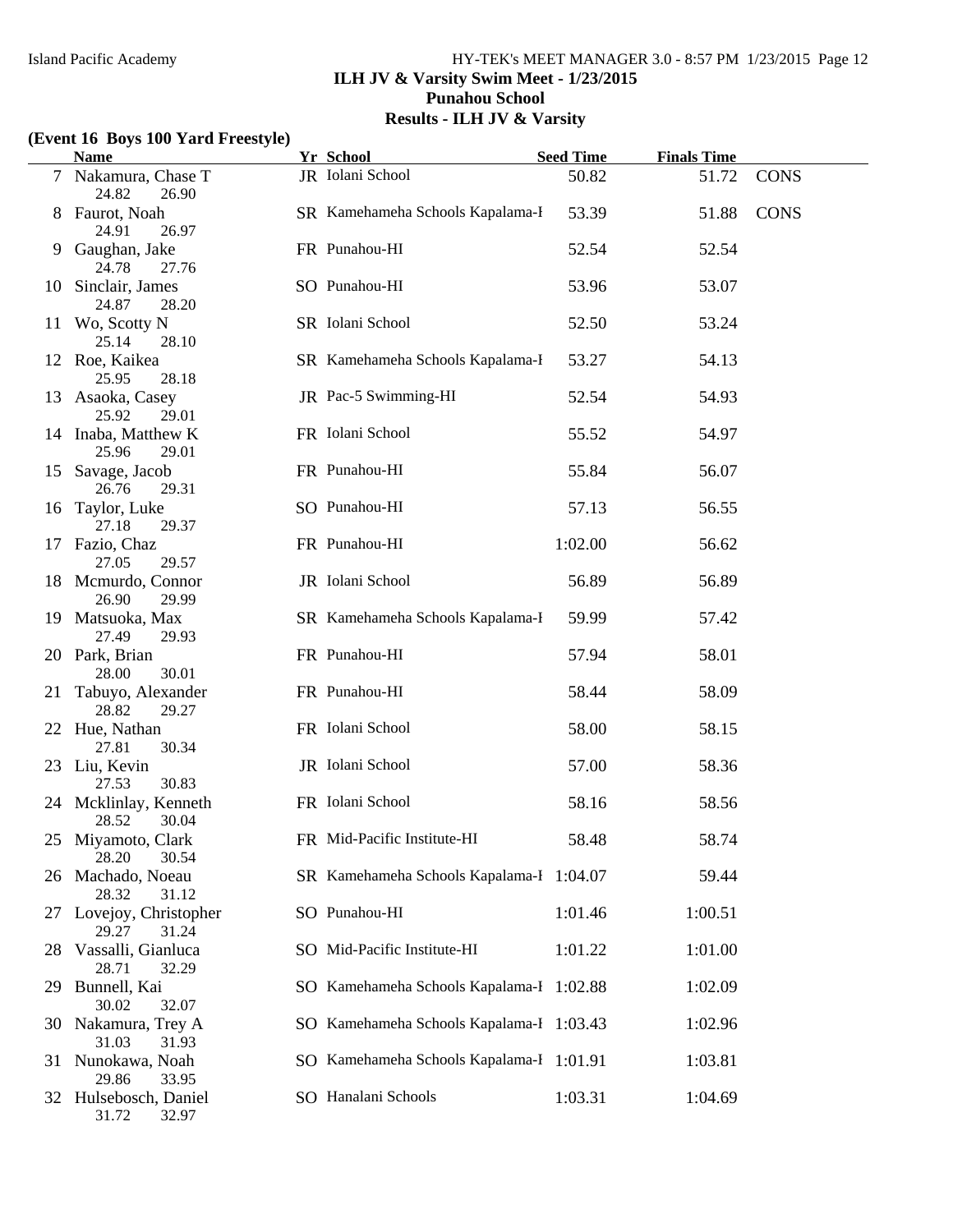ILH JV & Varsity Swim Meet - 1/23/2015
Punahou School
Results - ILH JV & Varsity

**(Event 16 Boys 100 Yard Freestyle)**

| | Name | Yr | School | Seed Time | Finals Time | |
|---|---|---|---|---|---|---|
| 7 | Nakamura, Chase T | JR | Iolani School | 50.82 | 51.72 | CONS |
| | 24.82 26.90 | | | | | |
| 8 | Faurot, Noah | SR | Kamehameha Schools Kapalama-I | 53.39 | 51.88 | CONS |
| | 24.91 26.97 | | | | | |
| 9 | Gaughan, Jake | FR | Punahou-HI | 52.54 | 52.54 | |
| | 24.78 27.76 | | | | | |
| 10 | Sinclair, James | SO | Punahou-HI | 53.96 | 53.07 | |
| | 24.87 28.20 | | | | | |
| 11 | Wo, Scotty N | SR | Iolani School | 52.50 | 53.24 | |
| | 25.14 28.10 | | | | | |
| 12 | Roe, Kaikea | SR | Kamehameha Schools Kapalama-I | 53.27 | 54.13 | |
| | 25.95 28.18 | | | | | |
| 13 | Asaoka, Casey | JR | Pac-5 Swimming-HI | 52.54 | 54.93 | |
| | 25.92 29.01 | | | | | |
| 14 | Inaba, Matthew K | FR | Iolani School | 55.52 | 54.97 | |
| | 25.96 29.01 | | | | | |
| 15 | Savage, Jacob | FR | Punahou-HI | 55.84 | 56.07 | |
| | 26.76 29.31 | | | | | |
| 16 | Taylor, Luke | SO | Punahou-HI | 57.13 | 56.55 | |
| | 27.18 29.37 | | | | | |
| 17 | Fazio, Chaz | FR | Punahou-HI | 1:02.00 | 56.62 | |
| | 27.05 29.57 | | | | | |
| 18 | Mcmurdo, Connor | JR | Iolani School | 56.89 | 56.89 | |
| | 26.90 29.99 | | | | | |
| 19 | Matsuoka, Max | SR | Kamehameha Schools Kapalama-I | 59.99 | 57.42 | |
| | 27.49 29.93 | | | | | |
| 20 | Park, Brian | FR | Punahou-HI | 57.94 | 58.01 | |
| | 28.00 30.01 | | | | | |
| 21 | Tabuyo, Alexander | FR | Punahou-HI | 58.44 | 58.09 | |
| | 28.82 29.27 | | | | | |
| 22 | Hue, Nathan | FR | Iolani School | 58.00 | 58.15 | |
| | 27.81 30.34 | | | | | |
| 23 | Liu, Kevin | JR | Iolani School | 57.00 | 58.36 | |
| | 27.53 30.83 | | | | | |
| 24 | Mcklinlay, Kenneth | FR | Iolani School | 58.16 | 58.56 | |
| | 28.52 30.04 | | | | | |
| 25 | Miyamoto, Clark | FR | Mid-Pacific Institute-HI | 58.48 | 58.74 | |
| | 28.20 30.54 | | | | | |
| 26 | Machado, Noeau | SR | Kamehameha Schools Kapalama-I | 1:04.07 | 59.44 | |
| | 28.32 31.12 | | | | | |
| 27 | Lovejoy, Christopher | SO | Punahou-HI | 1:01.46 | 1:00.51 | |
| | 29.27 31.24 | | | | | |
| 28 | Vassalli, Gianluca | SO | Mid-Pacific Institute-HI | 1:01.22 | 1:01.00 | |
| | 28.71 32.29 | | | | | |
| 29 | Bunnell, Kai | SO | Kamehameha Schools Kapalama-I | 1:02.88 | 1:02.09 | |
| | 30.02 32.07 | | | | | |
| 30 | Nakamura, Trey A | SO | Kamehameha Schools Kapalama-I | 1:03.43 | 1:02.96 | |
| | 31.03 31.93 | | | | | |
| 31 | Nunokawa, Noah | SO | Kamehameha Schools Kapalama-I | 1:01.91 | 1:03.81 | |
| | 29.86 33.95 | | | | | |
| 32 | Hulsebosch, Daniel | SO | Hanalani Schools | 1:03.31 | 1:04.69 | |
| | 31.72 32.97 | | | | | |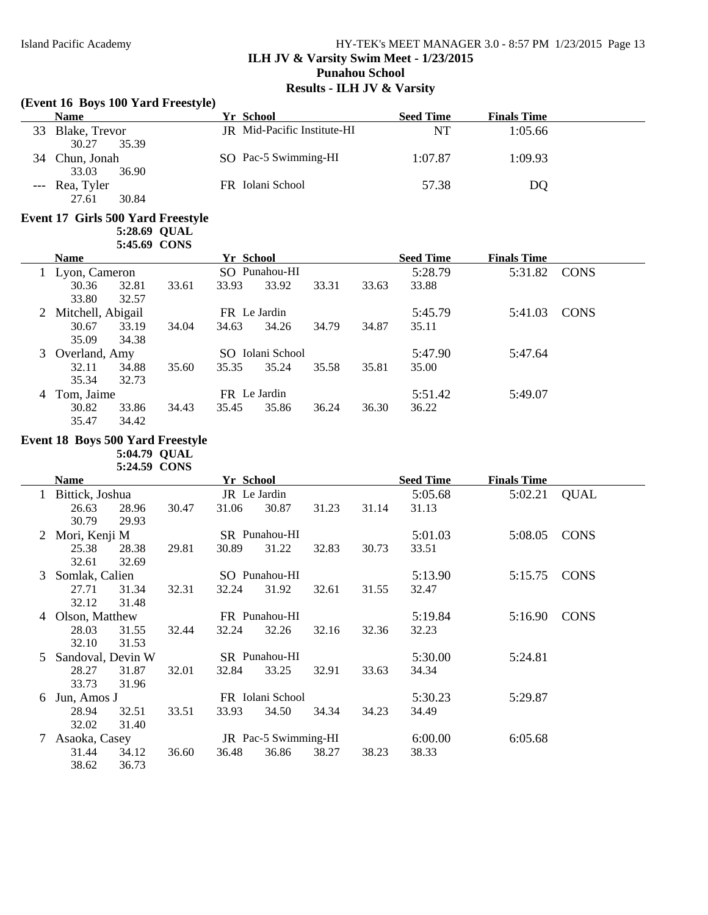ILH JV & Varsity Swim Meet - 1/23/2015

Punahou School

Results - ILH JV & Varsity

**(Event 16 Boys 100 Yard Freestyle)**

| | Name | Yr | School | Seed Time | Finals Time | |
|---|---|---|---|---|---|---|
| 33 | Blake, Trevor | JR | Mid-Pacific Institute-HI | NT | 1:05.66 | |
| | 30.27 35.39 | | | | | |
| 34 | Chun, Jonah | SO | Pac-5 Swimming-HI | 1:07.87 | 1:09.93 | |
| | 33.03 36.90 | | | | | |
| --- | Rea, Tyler | FR | Iolani School | 57.38 | DQ | |
| | 27.61 30.84 | | | | | |

## Event 17 Girls 500 Yard Freestyle

5:28.69 QUAL
5:45.69 CONS

| | Name | Yr | School | Seed Time | Finals Time | |
|---|---|---|---|---|---|---|
| 1 | Lyon, Cameron | SO | Punahou-HI | 5:28.79 | 5:31.82 | CONS |
| | 30.36 32.81 33.61 33.93 33.92 33.31 33.63 33.88 33.80 32.57 | | | | | |
| 2 | Mitchell, Abigail | FR | Le Jardin | 5:45.79 | 5:41.03 | CONS |
| | 30.67 33.19 34.04 34.63 34.26 34.79 34.87 35.11 35.09 34.38 | | | | | |
| 3 | Overland, Amy | SO | Iolani School | 5:47.90 | 5:47.64 | |
| | 32.11 34.88 35.60 35.35 35.24 35.58 35.81 35.00 35.34 32.73 | | | | | |
| 4 | Tom, Jaime | FR | Le Jardin | 5:51.42 | 5:49.07 | |
| | 30.82 33.86 34.43 35.45 35.86 36.24 36.30 36.22 35.47 34.42 | | | | | |

## Event 18 Boys 500 Yard Freestyle

5:04.79 QUAL
5:24.59 CONS

| | Name | Yr | School | Seed Time | Finals Time | |
|---|---|---|---|---|---|---|
| 1 | Bittick, Joshua | JR | Le Jardin | 5:05.68 | 5:02.21 | QUAL |
| | 26.63 28.96 30.47 31.06 30.87 31.23 31.14 31.13 30.79 29.93 | | | | | |
| 2 | Mori, Kenji M | SR | Punahou-HI | 5:01.03 | 5:08.05 | CONS |
| | 25.38 28.38 29.81 30.89 31.22 32.83 30.73 33.51 32.61 32.69 | | | | | |
| 3 | Somlak, Calien | SO | Punahou-HI | 5:13.90 | 5:15.75 | CONS |
| | 27.71 31.34 32.31 32.24 31.92 32.61 31.55 32.47 32.12 31.48 | | | | | |
| 4 | Olson, Matthew | FR | Punahou-HI | 5:19.84 | 5:16.90 | CONS |
| | 28.03 31.55 32.44 32.24 32.26 32.16 32.36 32.23 32.10 31.53 | | | | | |
| 5 | Sandoval, Devin W | SR | Punahou-HI | 5:30.00 | 5:24.81 | |
| | 28.27 31.87 32.01 32.84 33.25 32.91 33.63 34.34 33.73 31.96 | | | | | |
| 6 | Jun, Amos J | FR | Iolani School | 5:30.23 | 5:29.87 | |
| | 28.94 32.51 33.51 33.93 34.50 34.34 34.23 34.49 32.02 31.40 | | | | | |
| 7 | Asaoka, Casey | JR | Pac-5 Swimming-HI | 6:00.00 | 6:05.68 | |
| | 31.44 34.12 36.60 36.48 36.86 38.27 38.23 38.33 38.62 36.73 | | | | | |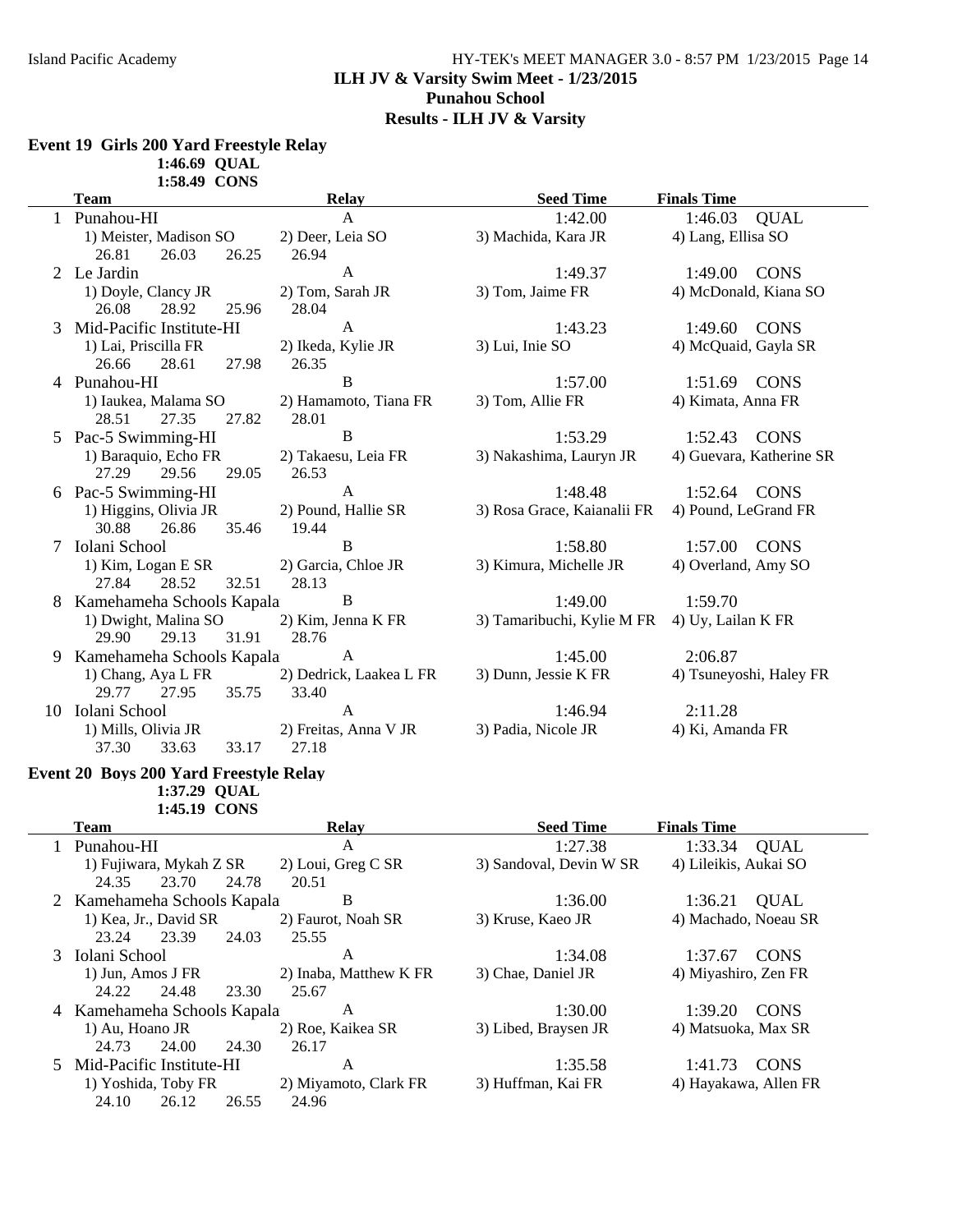Island Pacific Academy

HY-TEK's MEET MANAGER 3.0 - 8:57 PM 1/23/2015 Page 14

**ILH JV & Varsity Swim Meet - 1/23/2015**
**Punahou School**
**Results - ILH JV & Varsity**

## Event 19 Girls 200 Yard Freestyle Relay

1:46.69 QUAL
1:58.49 CONS

| | Team | Relay | Seed Time | Finals Time |
|---|---|---|---|---|
| 1 | Punahou-HI | A | 1:42.00 | 1:46.03 QUAL |
| | 1) Meister, Madison SO | 2) Deer, Leia SO | 3) Machida, Kara JR | 4) Lang, Ellisa SO |
| | 26.81 26.03 26.25 26.94 | | | |
| 2 | Le Jardin | A | 1:49.37 | 1:49.00 CONS |
| | 1) Doyle, Clancy JR | 2) Tom, Sarah JR | 3) Tom, Jaime FR | 4) McDonald, Kiana SO |
| | 26.08 28.92 25.96 28.04 | | | |
| 3 | Mid-Pacific Institute-HI | A | 1:43.23 | 1:49.60 CONS |
| | 1) Lai, Priscilla FR | 2) Ikeda, Kylie JR | 3) Lui, Inie SO | 4) McQuaid, Gayla SR |
| | 26.66 28.61 27.98 26.35 | | | |
| 4 | Punahou-HI | B | 1:57.00 | 1:51.69 CONS |
| | 1) Iaukea, Malama SO | 2) Hamamoto, Tiana FR | 3) Tom, Allie FR | 4) Kimata, Anna FR |
| | 28.51 27.35 27.82 28.01 | | | |
| 5 | Pac-5 Swimming-HI | B | 1:53.29 | 1:52.43 CONS |
| | 1) Baraquio, Echo FR | 2) Takaesu, Leia FR | 3) Nakashima, Lauryn JR | 4) Guevara, Katherine SR |
| | 27.29 29.56 29.05 26.53 | | | |
| 6 | Pac-5 Swimming-HI | A | 1:48.48 | 1:52.64 CONS |
| | 1) Higgins, Olivia JR | 2) Pound, Hallie SR | 3) Rosa Grace, Kaianalii FR | 4) Pound, LeGrand FR |
| | 30.88 26.86 35.46 19.44 | | | |
| 7 | Iolani School | B | 1:58.80 | 1:57.00 CONS |
| | 1) Kim, Logan E SR | 2) Garcia, Chloe JR | 3) Kimura, Michelle JR | 4) Overland, Amy SO |
| | 27.84 28.52 32.51 28.13 | | | |
| 8 | Kamehameha Schools Kapala | B | 1:49.00 | 1:59.70 |
| | 1) Dwight, Malina SO | 2) Kim, Jenna K FR | 3) Tamaribuchi, Kylie M FR | 4) Uy, Lailan K FR |
| | 29.90 29.13 31.91 28.76 | | | |
| 9 | Kamehameha Schools Kapala | A | 1:45.00 | 2:06.87 |
| | 1) Chang, Aya L FR | 2) Dedrick, Laakea L FR | 3) Dunn, Jessie K FR | 4) Tsuneyoshi, Haley FR |
| | 29.77 27.95 35.75 33.40 | | | |
| 10 | Iolani School | A | 1:46.94 | 2:11.28 |
| | 1) Mills, Olivia JR | 2) Freitas, Anna V JR | 3) Padia, Nicole JR | 4) Ki, Amanda FR |
| | 37.30 33.63 33.17 27.18 | | | |

## Event 20 Boys 200 Yard Freestyle Relay

1:37.29 QUAL
1:45.19 CONS

| | Team | Relay | Seed Time | Finals Time |
|---|---|---|---|---|
| 1 | Punahou-HI | A | 1:27.38 | 1:33.34 QUAL |
| | 1) Fujiwara, Mykah Z SR | 2) Loui, Greg C SR | 3) Sandoval, Devin W SR | 4) Lileikis, Aukai SO |
| | 24.35 23.70 24.78 20.51 | | | |
| 2 | Kamehameha Schools Kapala | B | 1:36.00 | 1:36.21 QUAL |
| | 1) Kea, Jr., David SR | 2) Faurot, Noah SR | 3) Kruse, Kaeo JR | 4) Machado, Noeau SR |
| | 23.24 23.39 24.03 25.55 | | | |
| 3 | Iolani School | A | 1:34.08 | 1:37.67 CONS |
| | 1) Jun, Amos J FR | 2) Inaba, Matthew K FR | 3) Chae, Daniel JR | 4) Miyashiro, Zen FR |
| | 24.22 24.48 23.30 25.67 | | | |
| 4 | Kamehameha Schools Kapala | A | 1:30.00 | 1:39.20 CONS |
| | 1) Au, Hoano JR | 2) Roe, Kaikea SR | 3) Libed, Braysen JR | 4) Matsuoka, Max SR |
| | 24.73 24.00 24.30 26.17 | | | |
| 5 | Mid-Pacific Institute-HI | A | 1:35.58 | 1:41.73 CONS |
| | 1) Yoshida, Toby FR | 2) Miyamoto, Clark FR | 3) Huffman, Kai FR | 4) Hayakawa, Allen FR |
| | 24.10 26.12 26.55 24.96 | | | |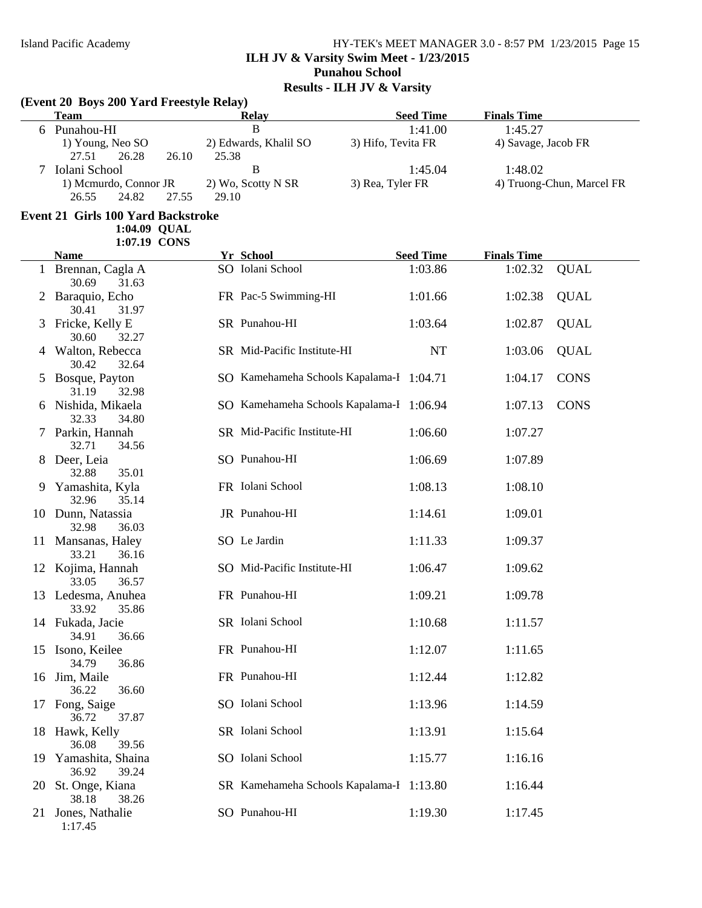ILH JV & Varsity Swim Meet - 1/23/2015

Punahou School

Results - ILH JV & Varsity

## (Event 20 Boys 200 Yard Freestyle Relay)

| | Team | Relay | Seed Time | Finals Time |
|---|---|---|---|---|
| 6 | Punahou-HI | B | 1:41.00 | 1:45.27 |
| | 1) Young, Neo SO | 2) Edwards, Khalil SO | 3) Hifo, Tevita FR | 4) Savage, Jacob FR |
| | 27.51 26.28 26.10 25.38 | | | |
| 7 | Iolani School | B | 1:45.04 | 1:48.02 |
| | 1) Mcmurdo, Connor JR | 2) Wo, Scotty N SR | 3) Rea, Tyler FR | 4) Truong-Chun, Marcel FR |
| | 26.55 24.82 27.55 29.10 | | | |

## Event 21 Girls 100 Yard Backstroke

1:04.09 QUAL
1:07.19 CONS

| | Name | Yr | School | Seed Time | Finals Time | |
|---|---|---|---|---|---|---|
| 1 | Brennan, Cagla A | SO | Iolani School | 1:03.86 | 1:02.32 | QUAL |
| | 30.69 31.63 | | | | | |
| 2 | Baraquio, Echo | FR | Pac-5 Swimming-HI | 1:01.66 | 1:02.38 | QUAL |
| | 30.41 31.97 | | | | | |
| 3 | Fricke, Kelly E | SR | Punahou-HI | 1:03.64 | 1:02.87 | QUAL |
| | 30.60 32.27 | | | | | |
| 4 | Walton, Rebecca | SR | Mid-Pacific Institute-HI | NT | 1:03.06 | QUAL |
| | 30.42 32.64 | | | | | |
| 5 | Bosque, Payton | SO | Kamehameha Schools Kapalama-I | 1:04.71 | 1:04.17 | CONS |
| | 31.19 32.98 | | | | | |
| 6 | Nishida, Mikaela | SO | Kamehameha Schools Kapalama-I | 1:06.94 | 1:07.13 | CONS |
| | 32.33 34.80 | | | | | |
| 7 | Parkin, Hannah | SR | Mid-Pacific Institute-HI | 1:06.60 | 1:07.27 | |
| | 32.71 34.56 | | | | | |
| 8 | Deer, Leia | SO | Punahou-HI | 1:06.69 | 1:07.89 | |
| | 32.88 35.01 | | | | | |
| 9 | Yamashita, Kyla | FR | Iolani School | 1:08.13 | 1:08.10 | |
| | 32.96 35.14 | | | | | |
| 10 | Dunn, Natassia | JR | Punahou-HI | 1:14.61 | 1:09.01 | |
| | 32.98 36.03 | | | | | |
| 11 | Mansanas, Haley | SO | Le Jardin | 1:11.33 | 1:09.37 | |
| | 33.21 36.16 | | | | | |
| 12 | Kojima, Hannah | SO | Mid-Pacific Institute-HI | 1:06.47 | 1:09.62 | |
| | 33.05 36.57 | | | | | |
| 13 | Ledesma, Anuhea | FR | Punahou-HI | 1:09.21 | 1:09.78 | |
| | 33.92 35.86 | | | | | |
| 14 | Fukada, Jacie | SR | Iolani School | 1:10.68 | 1:11.57 | |
| | 34.91 36.66 | | | | | |
| 15 | Isono, Keilee | FR | Punahou-HI | 1:12.07 | 1:11.65 | |
| | 34.79 36.86 | | | | | |
| 16 | Jim, Maile | FR | Punahou-HI | 1:12.44 | 1:12.82 | |
| | 36.22 36.60 | | | | | |
| 17 | Fong, Saige | SO | Iolani School | 1:13.96 | 1:14.59 | |
| | 36.72 37.87 | | | | | |
| 18 | Hawk, Kelly | SR | Iolani School | 1:13.91 | 1:15.64 | |
| | 36.08 39.56 | | | | | |
| 19 | Yamashita, Shaina | SO | Iolani School | 1:15.77 | 1:16.16 | |
| | 36.92 39.24 | | | | | |
| 20 | St. Onge, Kiana | SR | Kamehameha Schools Kapalama-I | 1:13.80 | 1:16.44 | |
| | 38.18 38.26 | | | | | |
| 21 | Jones, Nathalie | SO | Punahou-HI | 1:19.30 | 1:17.45 | |
| | 1:17.45 | | | | | |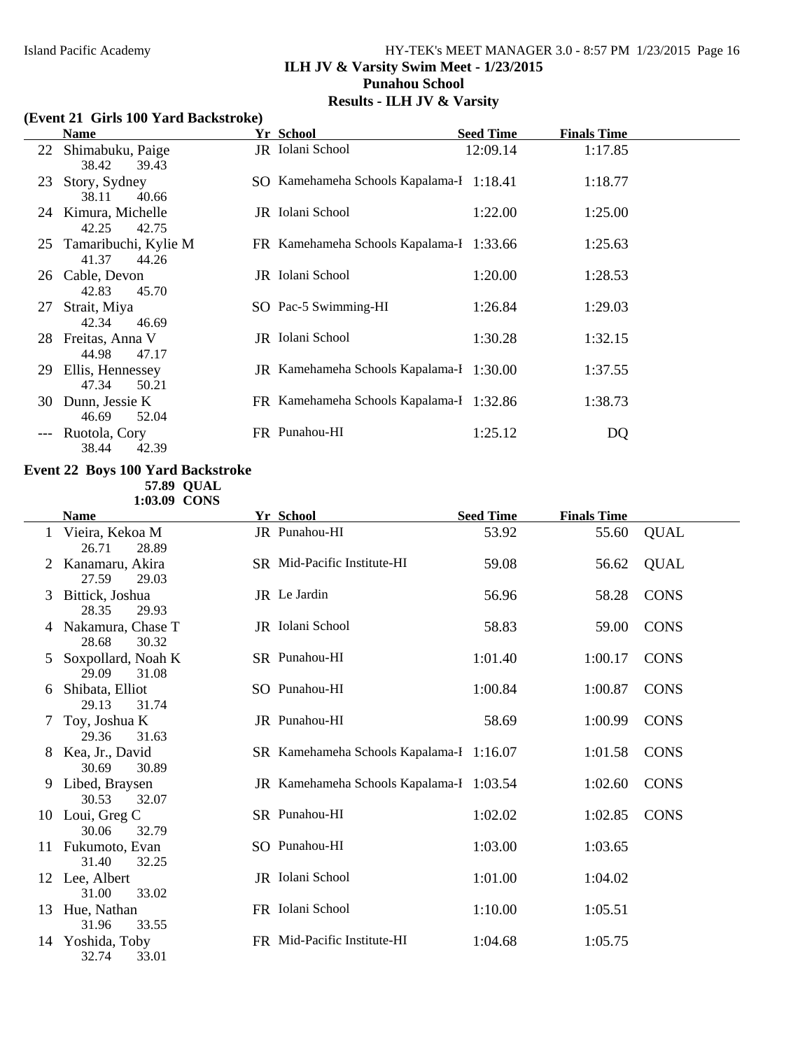# ILH JV & Varsity Swim Meet - 1/23/2015

## Punahou School

## Results - ILH JV & Varsity

### (Event 21 Girls 100 Yard Backstroke)

| | Name | Yr | School | Seed Time | Finals Time |
|---|---|---|---|---|---|
| 22 | Shimabuku, Paige | JR | Iolani School | 12:09.14 | 1:17.85 |
| | 38.42 39.43 | | | | |
| 23 | Story, Sydney | SO | Kamehameha Schools Kapalama-I | 1:18.41 | 1:18.77 |
| | 38.11 40.66 | | | | |
| 24 | Kimura, Michelle | JR | Iolani School | 1:22.00 | 1:25.00 |
| | 42.25 42.75 | | | | |
| 25 | Tamaribuchi, Kylie M | FR | Kamehameha Schools Kapalama-I | 1:33.66 | 1:25.63 |
| | 41.37 44.26 | | | | |
| 26 | Cable, Devon | JR | Iolani School | 1:20.00 | 1:28.53 |
| | 42.83 45.70 | | | | |
| 27 | Strait, Miya | SO | Pac-5 Swimming-HI | 1:26.84 | 1:29.03 |
| | 42.34 46.69 | | | | |
| 28 | Freitas, Anna V | JR | Iolani School | 1:30.28 | 1:32.15 |
| | 44.98 47.17 | | | | |
| 29 | Ellis, Hennessey | JR | Kamehameha Schools Kapalama-I | 1:30.00 | 1:37.55 |
| | 47.34 50.21 | | | | |
| 30 | Dunn, Jessie K | FR | Kamehameha Schools Kapalama-I | 1:32.86 | 1:38.73 |
| | 46.69 52.04 | | | | |
| --- | Ruotola, Cory | FR | Punahou-HI | 1:25.12 | DQ |
| | 38.44 42.39 | | | | |

### Event 22 Boys 100 Yard Backstroke

57.89 QUAL
1:03.09 CONS

| | Name | Yr | School | Seed Time | Finals Time | |
|---|---|---|---|---|---|---|
| 1 | Vieira, Kekoa M | JR | Punahou-HI | 53.92 | 55.60 | QUAL |
| | 26.71 28.89 | | | | | |
| 2 | Kanamaru, Akira | SR | Mid-Pacific Institute-HI | 59.08 | 56.62 | QUAL |
| | 27.59 29.03 | | | | | |
| 3 | Bittick, Joshua | JR | Le Jardin | 56.96 | 58.28 | CONS |
| | 28.35 29.93 | | | | | |
| 4 | Nakamura, Chase T | JR | Iolani School | 58.83 | 59.00 | CONS |
| | 28.68 30.32 | | | | | |
| 5 | Soxpollard, Noah K | SR | Punahou-HI | 1:01.40 | 1:00.17 | CONS |
| | 29.09 31.08 | | | | | |
| 6 | Shibata, Elliot | SO | Punahou-HI | 1:00.84 | 1:00.87 | CONS |
| | 29.13 31.74 | | | | | |
| 7 | Toy, Joshua K | JR | Punahou-HI | 58.69 | 1:00.99 | CONS |
| | 29.36 31.63 | | | | | |
| 8 | Kea, Jr., David | SR | Kamehameha Schools Kapalama-I | 1:16.07 | 1:01.58 | CONS |
| | 30.69 30.89 | | | | | |
| 9 | Libed, Braysen | JR | Kamehameha Schools Kapalama-I | 1:03.54 | 1:02.60 | CONS |
| | 30.53 32.07 | | | | | |
| 10 | Loui, Greg C | SR | Punahou-HI | 1:02.02 | 1:02.85 | CONS |
| | 30.06 32.79 | | | | | |
| 11 | Fukumoto, Evan | SO | Punahou-HI | 1:03.00 | 1:03.65 | |
| | 31.40 32.25 | | | | | |
| 12 | Lee, Albert | JR | Iolani School | 1:01.00 | 1:04.02 | |
| | 31.00 33.02 | | | | | |
| 13 | Hue, Nathan | FR | Iolani School | 1:10.00 | 1:05.51 | |
| | 31.96 33.55 | | | | | |
| 14 | Yoshida, Toby | FR | Mid-Pacific Institute-HI | 1:04.68 | 1:05.75 | |
| | 32.74 33.01 | | | | | |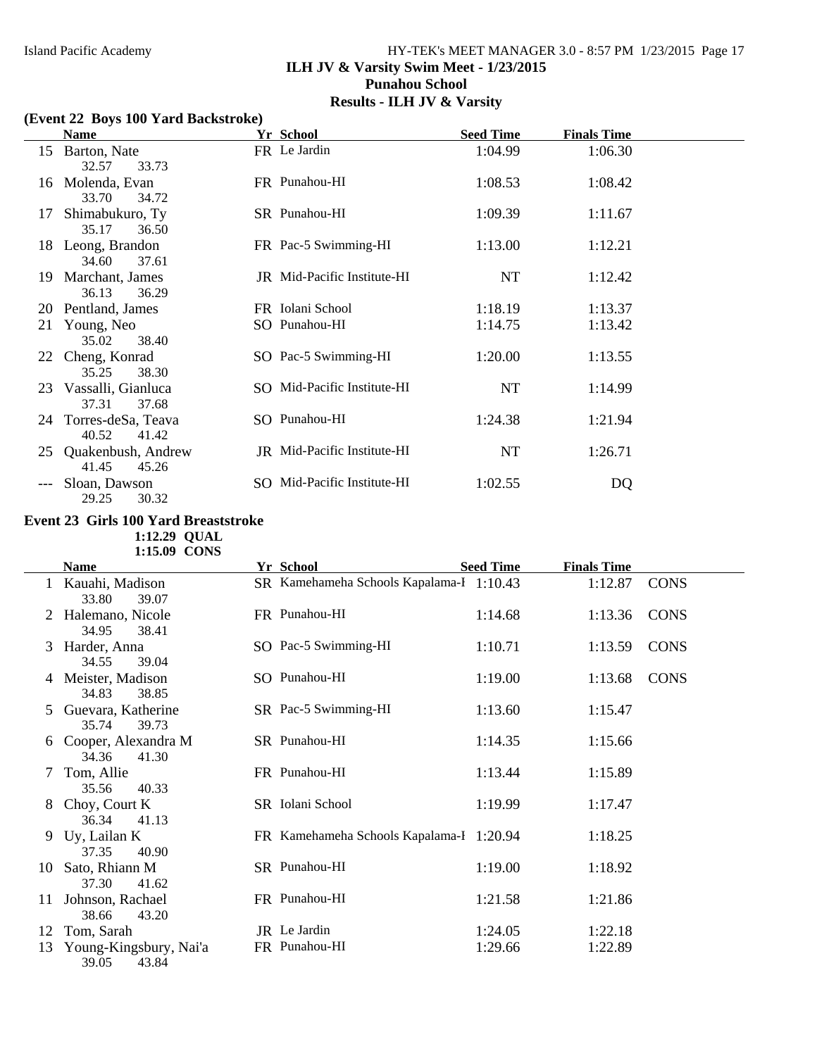## ILH JV & Varsity Swim Meet - 1/23/2015

## Punahou School

## Results - ILH JV & Varsity

### (Event 22 Boys 100 Yard Backstroke)

| | Name | Yr | School | Seed Time | Finals Time | |
|---|---|---|---|---|---|---|
| 15 | Barton, Nate | FR | Le Jardin | 1:04.99 | 1:06.30 | |
| | 32.57 33.73 | | | | | |
| 16 | Molenda, Evan | FR | Punahou-HI | 1:08.53 | 1:08.42 | |
| | 33.70 34.72 | | | | | |
| 17 | Shimabukuro, Ty | SR | Punahou-HI | 1:09.39 | 1:11.67 | |
| | 35.17 36.50 | | | | | |
| 18 | Leong, Brandon | FR | Pac-5 Swimming-HI | 1:13.00 | 1:12.21 | |
| | 34.60 37.61 | | | | | |
| 19 | Marchant, James | JR | Mid-Pacific Institute-HI | NT | 1:12.42 | |
| | 36.13 36.29 | | | | | |
| 20 | Pentland, James | FR | Iolani School | 1:18.19 | 1:13.37 | |
| 21 | Young, Neo | SO | Punahou-HI | 1:14.75 | 1:13.42 | |
| | 35.02 38.40 | | | | | |
| 22 | Cheng, Konrad | SO | Pac-5 Swimming-HI | 1:20.00 | 1:13.55 | |
| | 35.25 38.30 | | | | | |
| 23 | Vassalli, Gianluca | SO | Mid-Pacific Institute-HI | NT | 1:14.99 | |
| | 37.31 37.68 | | | | | |
| 24 | Torres-deSa, Teava | SO | Punahou-HI | 1:24.38 | 1:21.94 | |
| | 40.52 41.42 | | | | | |
| 25 | Quakenbush, Andrew | JR | Mid-Pacific Institute-HI | NT | 1:26.71 | |
| | 41.45 45.26 | | | | | |
| --- | Sloan, Dawson | SO | Mid-Pacific Institute-HI | 1:02.55 | DQ | |
| | 29.25 30.32 | | | | | |

### Event 23 Girls 100 Yard Breaststroke

1:12.29 QUAL
1:15.09 CONS

| | Name | Yr | School | Seed Time | Finals Time | |
|---|---|---|---|---|---|---|
| 1 | Kauahi, Madison | SR | Kamehameha Schools Kapalama-I | 1:10.43 | 1:12.87 | CONS |
| | 33.80 39.07 | | | | | |
| 2 | Halemano, Nicole | FR | Punahou-HI | 1:14.68 | 1:13.36 | CONS |
| | 34.95 38.41 | | | | | |
| 3 | Harder, Anna | SO | Pac-5 Swimming-HI | 1:10.71 | 1:13.59 | CONS |
| | 34.55 39.04 | | | | | |
| 4 | Meister, Madison | SO | Punahou-HI | 1:19.00 | 1:13.68 | CONS |
| | 34.83 38.85 | | | | | |
| 5 | Guevara, Katherine | SR | Pac-5 Swimming-HI | 1:13.60 | 1:15.47 | |
| | 35.74 39.73 | | | | | |
| 6 | Cooper, Alexandra M | SR | Punahou-HI | 1:14.35 | 1:15.66 | |
| | 34.36 41.30 | | | | | |
| 7 | Tom, Allie | FR | Punahou-HI | 1:13.44 | 1:15.89 | |
| | 35.56 40.33 | | | | | |
| 8 | Choy, Court K | SR | Iolani School | 1:19.99 | 1:17.47 | |
| | 36.34 41.13 | | | | | |
| 9 | Uy, Lailan K | FR | Kamehameha Schools Kapalama-I | 1:20.94 | 1:18.25 | |
| | 37.35 40.90 | | | | | |
| 10 | Sato, Rhiann M | SR | Punahou-HI | 1:19.00 | 1:18.92 | |
| | 37.30 41.62 | | | | | |
| 11 | Johnson, Rachael | FR | Punahou-HI | 1:21.58 | 1:21.86 | |
| | 38.66 43.20 | | | | | |
| 12 | Tom, Sarah | JR | Le Jardin | 1:24.05 | 1:22.18 | |
| 13 | Young-Kingsbury, Nai'a | FR | Punahou-HI | 1:29.66 | 1:22.89 | |
| | 39.05 43.84 | | | | | |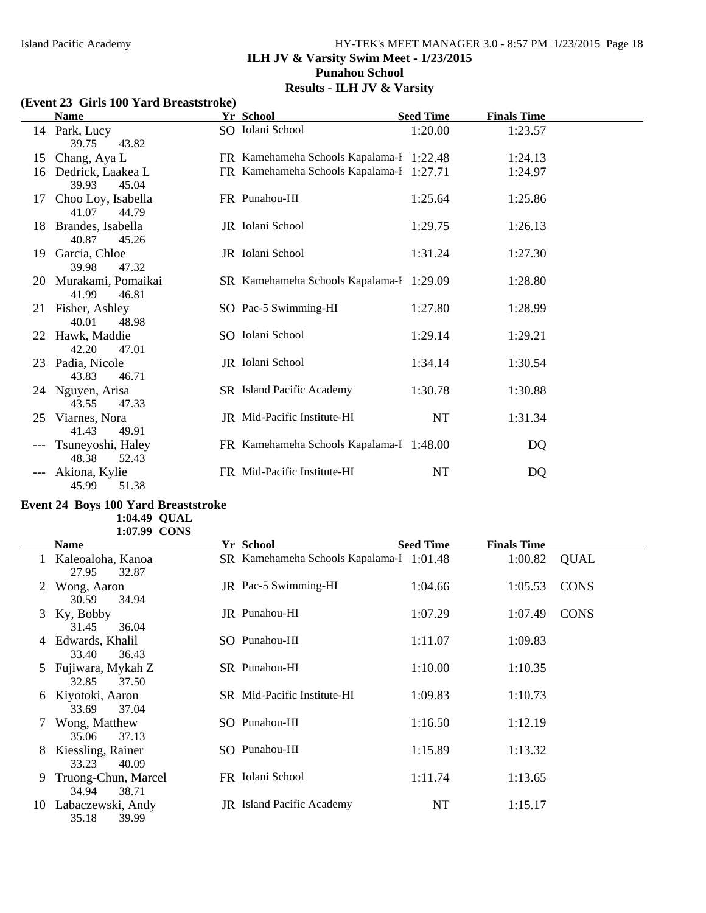### ILH JV & Varsity Swim Meet - 1/23/2015
### Punahou School
### Results - ILH JV & Varsity

**(Event 23 Girls 100 Yard Breaststroke)**

| | Name | Yr | School | Seed Time | Finals Time | |
|---|---|---|---|---|---|---|
| 14 | Park, Lucy<br>39.75 43.82 | SO | Iolani School | 1:20.00 | 1:23.57 | |
| 15 | Chang, Aya L | FR | Kamehameha Schools Kapalama-I | 1:22.48 | 1:24.13 | |
| 16 | Dedrick, Laakea L<br>39.93 45.04 | FR | Kamehameha Schools Kapalama-I | 1:27.71 | 1:24.97 | |
| 17 | Choo Loy, Isabella<br>41.07 44.79 | FR | Punahou-HI | 1:25.64 | 1:25.86 | |
| 18 | Brandes, Isabella<br>40.87 45.26 | JR | Iolani School | 1:29.75 | 1:26.13 | |
| 19 | Garcia, Chloe<br>39.98 47.32 | JR | Iolani School | 1:31.24 | 1:27.30 | |
| 20 | Murakami, Pomaikai<br>41.99 46.81 | SR | Kamehameha Schools Kapalama-I | 1:29.09 | 1:28.80 | |
| 21 | Fisher, Ashley<br>40.01 48.98 | SO | Pac-5 Swimming-HI | 1:27.80 | 1:28.99 | |
| 22 | Hawk, Maddie<br>42.20 47.01 | SO | Iolani School | 1:29.14 | 1:29.21 | |
| 23 | Padia, Nicole<br>43.83 46.71 | JR | Iolani School | 1:34.14 | 1:30.54 | |
| 24 | Nguyen, Arisa<br>43.55 47.33 | SR | Island Pacific Academy | 1:30.78 | 1:30.88 | |
| 25 | Viarnes, Nora<br>41.43 49.91 | JR | Mid-Pacific Institute-HI | NT | 1:31.34 | |
| --- | Tsuneyoshi, Haley<br>48.38 52.43 | FR | Kamehameha Schools Kapalama-I | 1:48.00 | DQ | |
| --- | Akiona, Kylie<br>45.99 51.38 | FR | Mid-Pacific Institute-HI | NT | DQ | |

**Event 24 Boys 100 Yard Breaststroke**

1:04.49 QUAL
1:07.99 CONS

| | Name | Yr | School | Seed Time | Finals Time | |
|---|---|---|---|---|---|---|
| 1 | Kaleoaloha, Kanoa<br>27.95 32.87 | SR | Kamehameha Schools Kapalama-I | 1:01.48 | 1:00.82 | QUAL |
| 2 | Wong, Aaron<br>30.59 34.94 | JR | Pac-5 Swimming-HI | 1:04.66 | 1:05.53 | CONS |
| 3 | Ky, Bobby<br>31.45 36.04 | JR | Punahou-HI | 1:07.29 | 1:07.49 | CONS |
| 4 | Edwards, Khalil<br>33.40 36.43 | SO | Punahou-HI | 1:11.07 | 1:09.83 | |
| 5 | Fujiwara, Mykah Z<br>32.85 37.50 | SR | Punahou-HI | 1:10.00 | 1:10.35 | |
| 6 | Kiyotoki, Aaron<br>33.69 37.04 | SR | Mid-Pacific Institute-HI | 1:09.83 | 1:10.73 | |
| 7 | Wong, Matthew<br>35.06 37.13 | SO | Punahou-HI | 1:16.50 | 1:12.19 | |
| 8 | Kiessling, Rainer<br>33.23 40.09 | SO | Punahou-HI | 1:15.89 | 1:13.32 | |
| 9 | Truong-Chun, Marcel<br>34.94 38.71 | FR | Iolani School | 1:11.74 | 1:13.65 | |
| 10 | Labaczewski, Andy<br>35.18 39.99 | JR | Island Pacific Academy | NT | 1:15.17 | |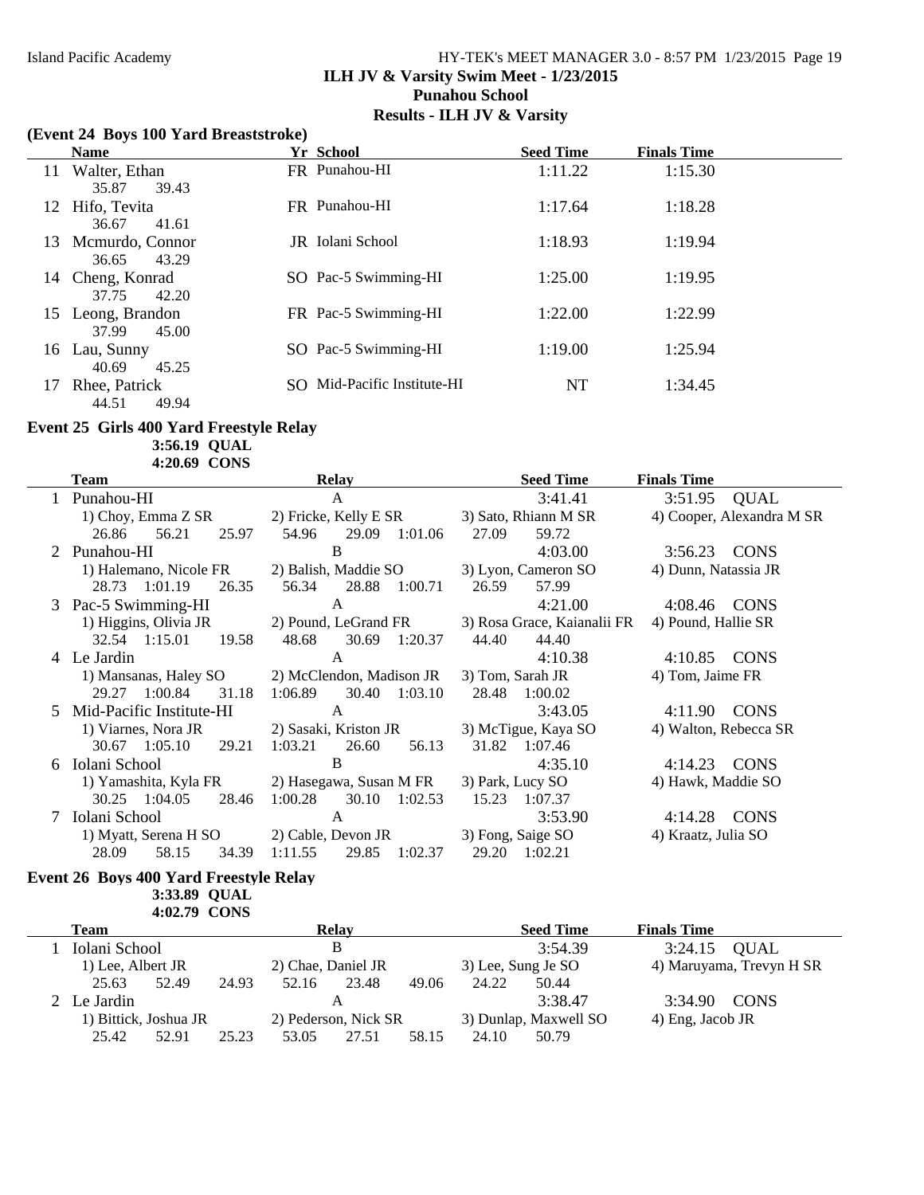### (Event 24 Boys 100 Yard Breaststroke)

| | Name | Yr | School | Seed Time | Finals Time |
|---|---|---|---|---|---|
| 11 | Walter, Ethan | FR | Punahou-HI | 1:11.22 | 1:15.30 |
| | 35.87 39.43 | | | | |
| 12 | Hifo, Tevita | FR | Punahou-HI | 1:17.64 | 1:18.28 |
| | 36.67 41.61 | | | | |
| 13 | Mcmurdo, Connor | JR | Iolani School | 1:18.93 | 1:19.94 |
| | 36.65 43.29 | | | | |
| 14 | Cheng, Konrad | SO | Pac-5 Swimming-HI | 1:25.00 | 1:19.95 |
| | 37.75 42.20 | | | | |
| 15 | Leong, Brandon | FR | Pac-5 Swimming-HI | 1:22.00 | 1:22.99 |
| | 37.99 45.00 | | | | |
| 16 | Lau, Sunny | SO | Pac-5 Swimming-HI | 1:19.00 | 1:25.94 |
| | 40.69 45.25 | | | | |
| 17 | Rhee, Patrick | SO | Mid-Pacific Institute-HI | NT | 1:34.45 |
| | 44.51 49.94 | | | | |

### Event 25 Girls 400 Yard Freestyle Relay

3:56.19 QUAL
4:20.69 CONS

| | Team | Relay | Seed Time | Finals Time |
|---|---|---|---|---|
| 1 | Punahou-HI | A | 3:41.41 | 3:51.95 QUAL |
| | 1) Choy, Emma Z SR | 2) Fricke, Kelly E SR | 3) Sato, Rhiann M SR | 4) Cooper, Alexandra M SR |
| | 26.86 56.21 25.97 | 54.96 29.09 1:01.06 | 27.09 59.72 | |
| 2 | Punahou-HI | B | 4:03.00 | 3:56.23 CONS |
| | 1) Halemano, Nicole FR | 2) Balish, Maddie SO | 3) Lyon, Cameron SO | 4) Dunn, Natassia JR |
| | 28.73 1:01.19 26.35 | 56.34 28.88 1:00.71 | 26.59 57.99 | |
| 3 | Pac-5 Swimming-HI | A | 4:21.00 | 4:08.46 CONS |
| | 1) Higgins, Olivia JR | 2) Pound, LeGrand FR | 3) Rosa Grace, Kaianalii FR | 4) Pound, Hallie SR |
| | 32.54 1:15.01 19.58 | 48.68 30.69 1:20.37 | 44.40 44.40 | |
| 4 | Le Jardin | A | 4:10.38 | 4:10.85 CONS |
| | 1) Mansanas, Haley SO | 2) McClendon, Madison JR | 3) Tom, Sarah JR | 4) Tom, Jaime FR |
| | 29.27 1:00.84 31.18 | 1:06.89 30.40 1:03.10 | 28.48 1:00.02 | |
| 5 | Mid-Pacific Institute-HI | A | 3:43.05 | 4:11.90 CONS |
| | 1) Viarnes, Nora JR | 2) Sasaki, Kriston JR | 3) McTigue, Kaya SO | 4) Walton, Rebecca SR |
| | 30.67 1:05.10 29.21 | 1:03.21 26.60 56.13 | 31.82 1:07.46 | |
| 6 | Iolani School | B | 4:35.10 | 4:14.23 CONS |
| | 1) Yamashita, Kyla FR | 2) Hasegawa, Susan M FR | 3) Park, Lucy SO | 4) Hawk, Maddie SO |
| | 30.25 1:04.05 28.46 | 1:00.28 30.10 1:02.53 | 15.23 1:07.37 | |
| 7 | Iolani School | A | 3:53.90 | 4:14.28 CONS |
| | 1) Myatt, Serena H SO | 2) Cable, Devon JR | 3) Fong, Saige SO | 4) Kraatz, Julia SO |
| | 28.09 58.15 34.39 | 1:11.55 29.85 1:02.37 | 29.20 1:02.21 | |

### Event 26 Boys 400 Yard Freestyle Relay

3:33.89 QUAL
4:02.79 CONS

| | Team | Relay | Seed Time | Finals Time |
|---|---|---|---|---|
| 1 | Iolani School | B | 3:54.39 | 3:24.15 QUAL |
| | 1) Lee, Albert JR | 2) Chae, Daniel JR | 3) Lee, Sung Je SO | 4) Maruyama, Trevyn H SR |
| | 25.63 52.49 24.93 | 52.16 23.48 49.06 | 24.22 50.44 | |
| 2 | Le Jardin | A | 3:38.47 | 3:34.90 CONS |
| | 1) Bittick, Joshua JR | 2) Pederson, Nick SR | 3) Dunlap, Maxwell SO | 4) Eng, Jacob JR |
| | 25.42 52.91 25.23 | 53.05 27.51 58.15 | 24.10 50.79 | |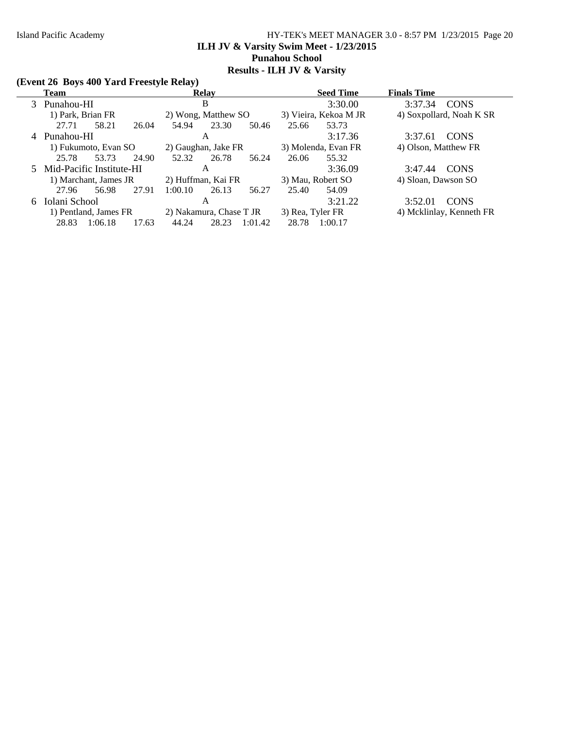## ILH JV & Varsity Swim Meet - 1/23/2015

### Punahou School

### Results - ILH JV & Varsity

**(Event 26 Boys 400 Yard Freestyle Relay)**

| | Team | Relay | Seed Time | Finals Time | |
|---|---|---|---|---|---|
| 3 | Punahou-HI | B | 3:30.00 | 3:37.34 | CONS |
| | 1) Park, Brian FR | 2) Wong, Matthew SO | 3) Vieira, Kekoa M JR | 4) Soxpollard, Noah K SR | |
| | 27.71 58.21 26.04 | 54.94 23.30 50.46 | 25.66 53.73 | | |
| 4 | Punahou-HI | A | 3:17.36 | 3:37.61 | CONS |
| | 1) Fukumoto, Evan SO | 2) Gaughan, Jake FR | 3) Molenda, Evan FR | 4) Olson, Matthew FR | |
| | 25.78 53.73 24.90 | 52.32 26.78 56.24 | 26.06 55.32 | | |
| 5 | Mid-Pacific Institute-HI | A | 3:36.09 | 3:47.44 | CONS |
| | 1) Marchant, James JR | 2) Huffman, Kai FR | 3) Mau, Robert SO | 4) Sloan, Dawson SO | |
| | 27.96 56.98 27.91 | 1:00.10 26.13 56.27 | 25.40 54.09 | | |
| 6 | Iolani School | A | 3:21.22 | 3:52.01 | CONS |
| | 1) Pentland, James FR | 2) Nakamura, Chase T JR | 3) Rea, Tyler FR | 4) Mcklinlay, Kenneth FR | |
| | 28.83 1:06.18 17.63 | 44.24 28.23 1:01.42 | 28.78 1:00.17 | | |